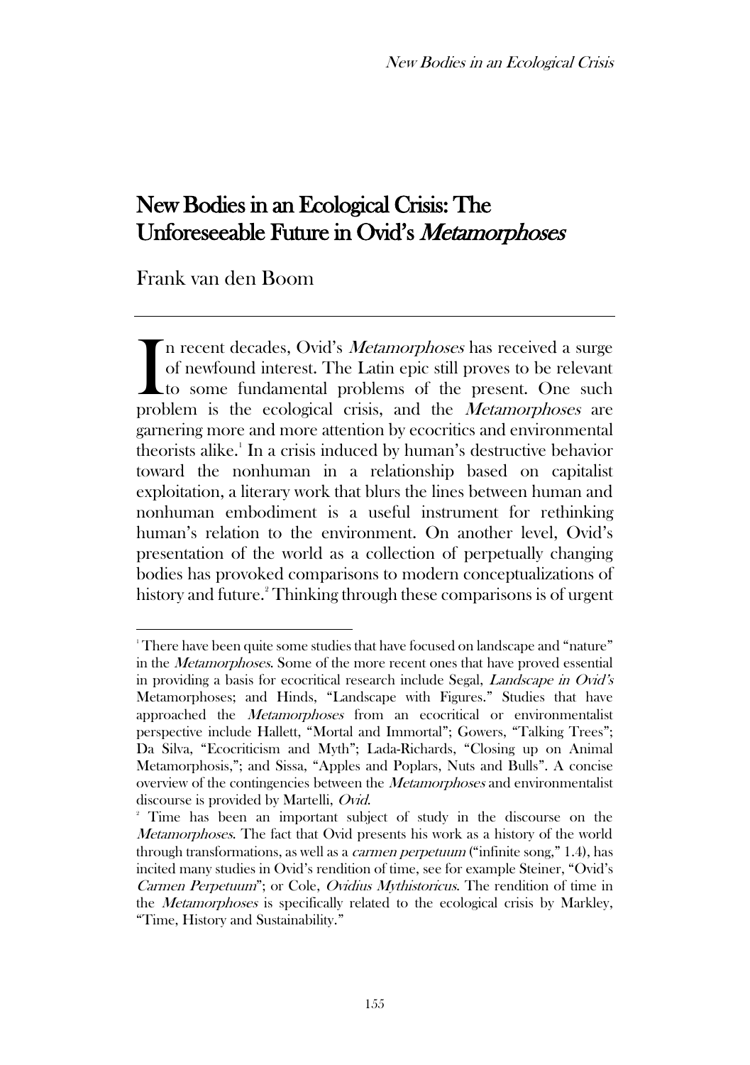# New Bodies in an Ecological Crisis: The Unforeseeable Future in Ovid's *Metamorphoses*

Frank van den Boom

In recent decades, Ovid's *Metamorphoses* has received a surge of newfound interest. The Latin epic still proves to be relevant to some fundamental problems of the present. One such problem is the ecological crisis, and the *Metamorphoses* are garnering more and more attention by ecocritics and environmental theorists alike.[1] In a crisis induced by human's destructive behavior toward the nonhuman in a relationship based on capitalist exploitation, a literary work that blurs the lines between human and nonhuman embodiment is a useful instrument for rethinking human's relation to the environment. On another level, Ovid's presentation of the world as a collection of perpetually changing bodies has provoked comparisons to modern conceptualizations of history and future.[2] Thinking through these comparisons is of urgent

---

[1] There have been quite some studies that have focused on landscape and "nature" in the *Metamorphoses*. Some of the more recent ones that have proved essential in providing a basis for ecocritical research include Segal, *Landscape in Ovid's* Metamorphoses; and Hinds, "Landscape with Figures." Studies that have approached the *Metamorphoses* from an ecocritical or environmentalist perspective include Hallett, "Mortal and Immortal"; Gowers, "Talking Trees"; Da Silva, "Ecocriticism and Myth"; Lada-Richards, "Closing up on Animal Metamorphosis,"; and Sissa, "Apples and Poplars, Nuts and Bulls". A concise overview of the contingencies between the *Metamorphoses* and environmentalist discourse is provided by Martelli, *Ovid*.

[2] Time has been an important subject of study in the discourse on the *Metamorphoses*. The fact that Ovid presents his work as a history of the world through transformations, as well as a *carmen perpetuum* ("infinite song," 1.4), has incited many studies in Ovid's rendition of time, see for example Steiner, "Ovid's *Carmen Perpetuum*"; or Cole, *Ovidius Mythistoricus*. The rendition of time in the *Metamorphoses* is specifically related to the ecological crisis by Markley, "Time, History and Sustainability."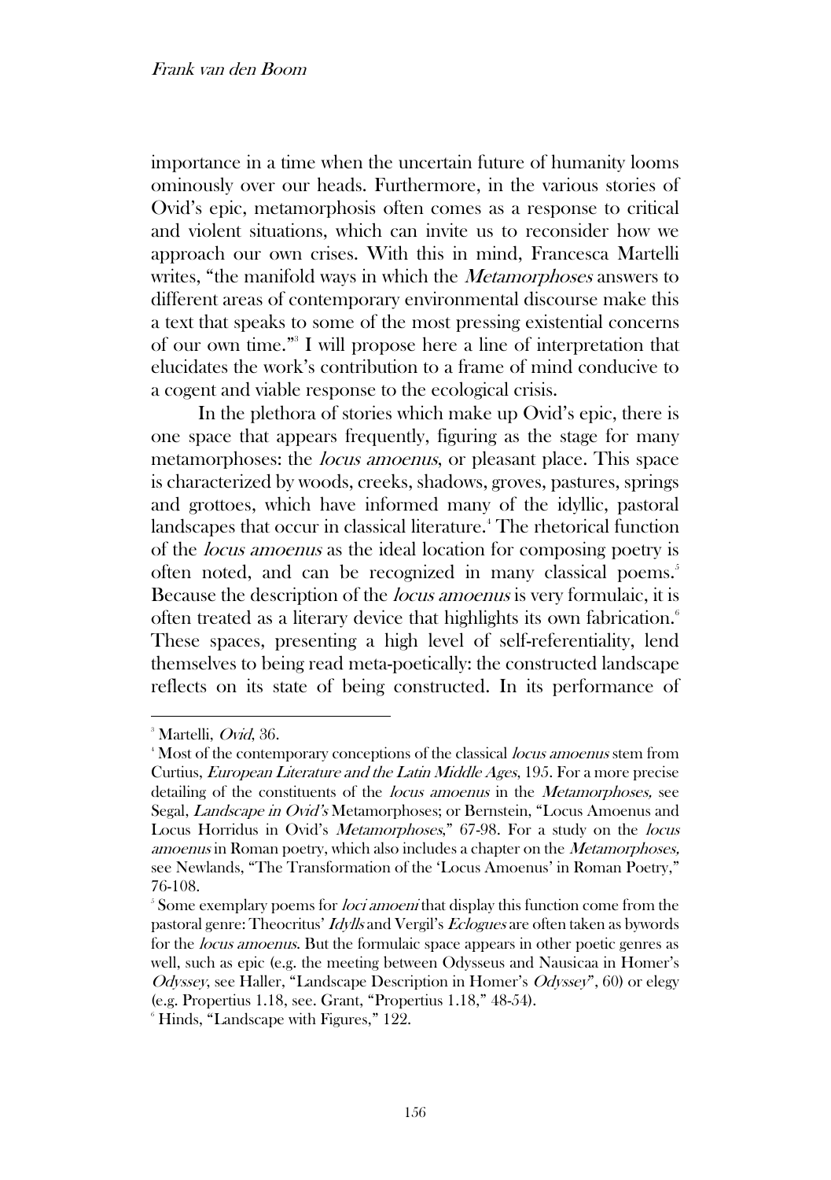importance in a time when the uncertain future of humanity looms ominously over our heads. Furthermore, in the various stories of Ovid's epic, metamorphosis often comes as a response to critical and violent situations, which can invite us to reconsider how we approach our own crises. With this in mind, Francesca Martelli writes, "the manifold ways in which the *Metamorphoses* answers to different areas of contemporary environmental discourse make this a text that speaks to some of the most pressing existential concerns of our own time."[3] I will propose here a line of interpretation that elucidates the work's contribution to a frame of mind conducive to a cogent and viable response to the ecological crisis.

In the plethora of stories which make up Ovid's epic, there is one space that appears frequently, figuring as the stage for many metamorphoses: the *locus amoenus*, or pleasant place. This space is characterized by woods, creeks, shadows, groves, pastures, springs and grottoes, which have informed many of the idyllic, pastoral landscapes that occur in classical literature.[4] The rhetorical function of the *locus amoenus* as the ideal location for composing poetry is often noted, and can be recognized in many classical poems.[5] Because the description of the *locus amoenus* is very formulaic, it is often treated as a literary device that highlights its own fabrication.[6] These spaces, presenting a high level of self-referentiality, lend themselves to being read meta-poetically: the constructed landscape reflects on its state of being constructed. In its performance of

---

[3] Martelli, *Ovid*, 36.

[4] Most of the contemporary conceptions of the classical *locus amoenus* stem from Curtius, *European Literature and the Latin Middle Ages*, 195. For a more precise detailing of the constituents of the *locus amoenus* in the *Metamorphoses,* see Segal, *Landscape in Ovid's* Metamorphoses; or Bernstein, "Locus Amoenus and Locus Horridus in Ovid's *Metamorphoses*," 67-98. For a study on the *locus amoenus* in Roman poetry, which also includes a chapter on the *Metamorphoses,* see Newlands, "The Transformation of the 'Locus Amoenus' in Roman Poetry," 76-108.

[5] Some exemplary poems for *loci amoeni* that display this function come from the pastoral genre: Theocritus' *Idylls* and Vergil's *Eclogues* are often taken as bywords for the *locus amoenus*. But the formulaic space appears in other poetic genres as well, such as epic (e.g. the meeting between Odysseus and Nausicaa in Homer's *Odyssey*, see Haller, "Landscape Description in Homer's *Odyssey*", 60) or elegy (e.g. Propertius 1.18, see. Grant, "Propertius 1.18," 48-54).

[6] Hinds, "Landscape with Figures," 122.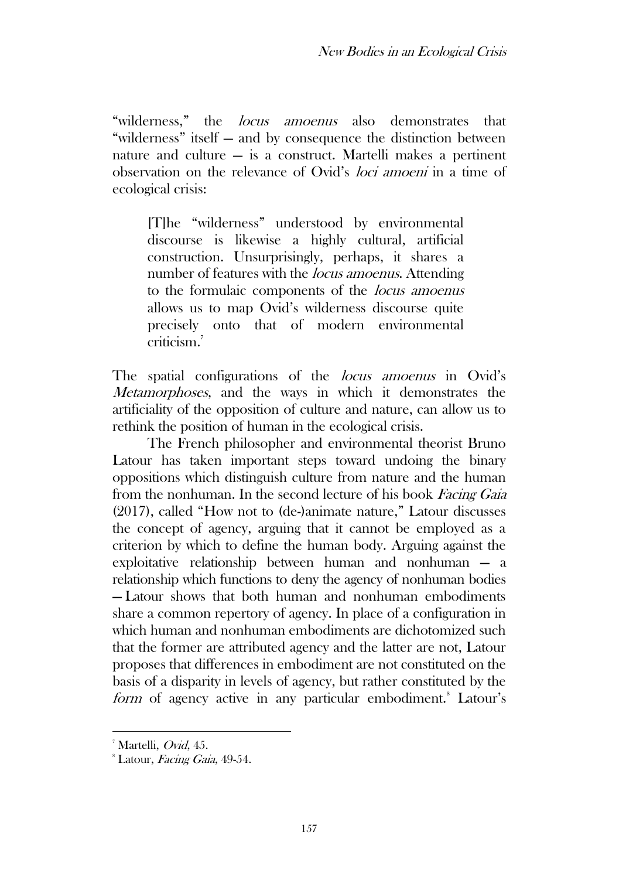"wilderness," the *locus amoenus* also demonstrates that "wilderness" itself — and by consequence the distinction between nature and culture — is a construct. Martelli makes a pertinent observation on the relevance of Ovid's *loci amoeni* in a time of ecological crisis:

> [T]he "wilderness" understood by environmental discourse is likewise a highly cultural, artificial construction. Unsurprisingly, perhaps, it shares a number of features with the *locus amoenus*. Attending to the formulaic components of the *locus amoenus* allows us to map Ovid's wilderness discourse quite precisely onto that of modern environmental criticism.[7]

The spatial configurations of the *locus amoenus* in Ovid's *Metamorphoses*, and the ways in which it demonstrates the artificiality of the opposition of culture and nature, can allow us to rethink the position of human in the ecological crisis.

The French philosopher and environmental theorist Bruno Latour has taken important steps toward undoing the binary oppositions which distinguish culture from nature and the human from the nonhuman. In the second lecture of his book *Facing Gaia* (2017), called "How not to (de-)animate nature," Latour discusses the concept of agency, arguing that it cannot be employed as a criterion by which to define the human body. Arguing against the exploitative relationship between human and nonhuman — a relationship which functions to deny the agency of nonhuman bodies — Latour shows that both human and nonhuman embodiments share a common repertory of agency. In place of a configuration in which human and nonhuman embodiments are dichotomized such that the former are attributed agency and the latter are not, Latour proposes that differences in embodiment are not constituted on the basis of a disparity in levels of agency, but rather constituted by the *form* of agency active in any particular embodiment.[8] Latour's

---

[7] Martelli, *Ovid*, 45.

[8] Latour, *Facing Gaia*, 49-54.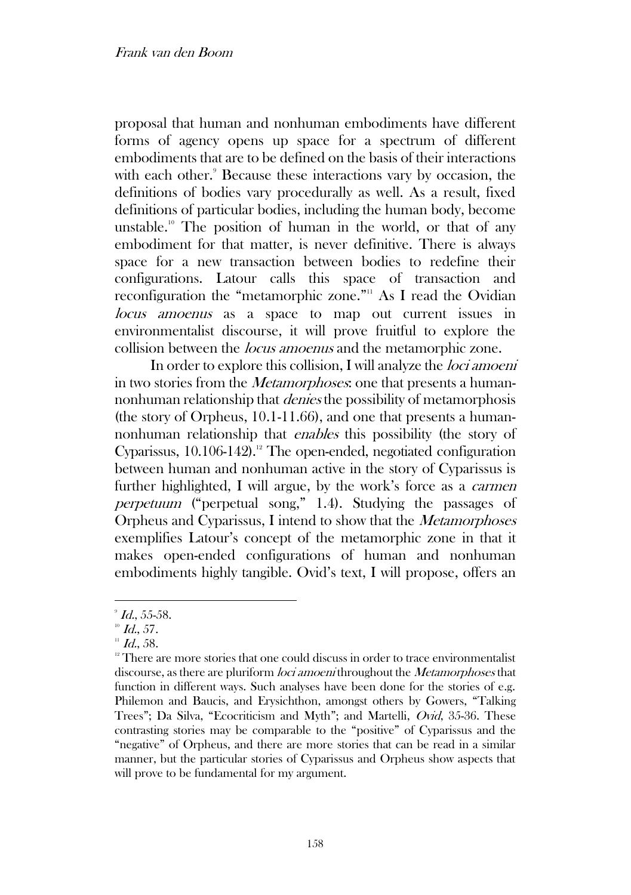proposal that human and nonhuman embodiments have different forms of agency opens up space for a spectrum of different embodiments that are to be defined on the basis of their interactions with each other.[9] Because these interactions vary by occasion, the definitions of bodies vary procedurally as well. As a result, fixed definitions of particular bodies, including the human body, become unstable.[10] The position of human in the world, or that of any embodiment for that matter, is never definitive. There is always space for a new transaction between bodies to redefine their configurations. Latour calls this space of transaction and reconfiguration the "metamorphic zone."[11] As I read the Ovidian *locus amoenus* as a space to map out current issues in environmentalist discourse, it will prove fruitful to explore the collision between the *locus amoenus* and the metamorphic zone.

In order to explore this collision, I will analyze the *loci amoeni* in two stories from the *Metamorphoses*: one that presents a human-nonhuman relationship that *denies* the possibility of metamorphosis (the story of Orpheus, 10.1-11.66), and one that presents a human-nonhuman relationship that *enables* this possibility (the story of Cyparissus, 10.106-142).[12] The open-ended, negotiated configuration between human and nonhuman active in the story of Cyparissus is further highlighted, I will argue, by the work's force as a *carmen perpetuum* ("perpetual song," 1.4). Studying the passages of Orpheus and Cyparissus, I intend to show that the *Metamorphoses* exemplifies Latour's concept of the metamorphic zone in that it makes open-ended configurations of human and nonhuman embodiments highly tangible. Ovid's text, I will propose, offers an

---

[9] *Id.*, 55-58.

[10] *Id.*, 57.

[11] *Id.*, 58.

[12] There are more stories that one could discuss in order to trace environmentalist discourse, as there are pluriform *loci amoeni* throughout the *Metamorphoses* that function in different ways. Such analyses have been done for the stories of e.g. Philemon and Baucis, and Erysichthon, amongst others by Gowers, "Talking Trees"; Da Silva, "Ecocriticism and Myth"; and Martelli, *Ovid*, 35-36. These contrasting stories may be comparable to the "positive" of Cyparissus and the "negative" of Orpheus, and there are more stories that can be read in a similar manner, but the particular stories of Cyparissus and Orpheus show aspects that will prove to be fundamental for my argument.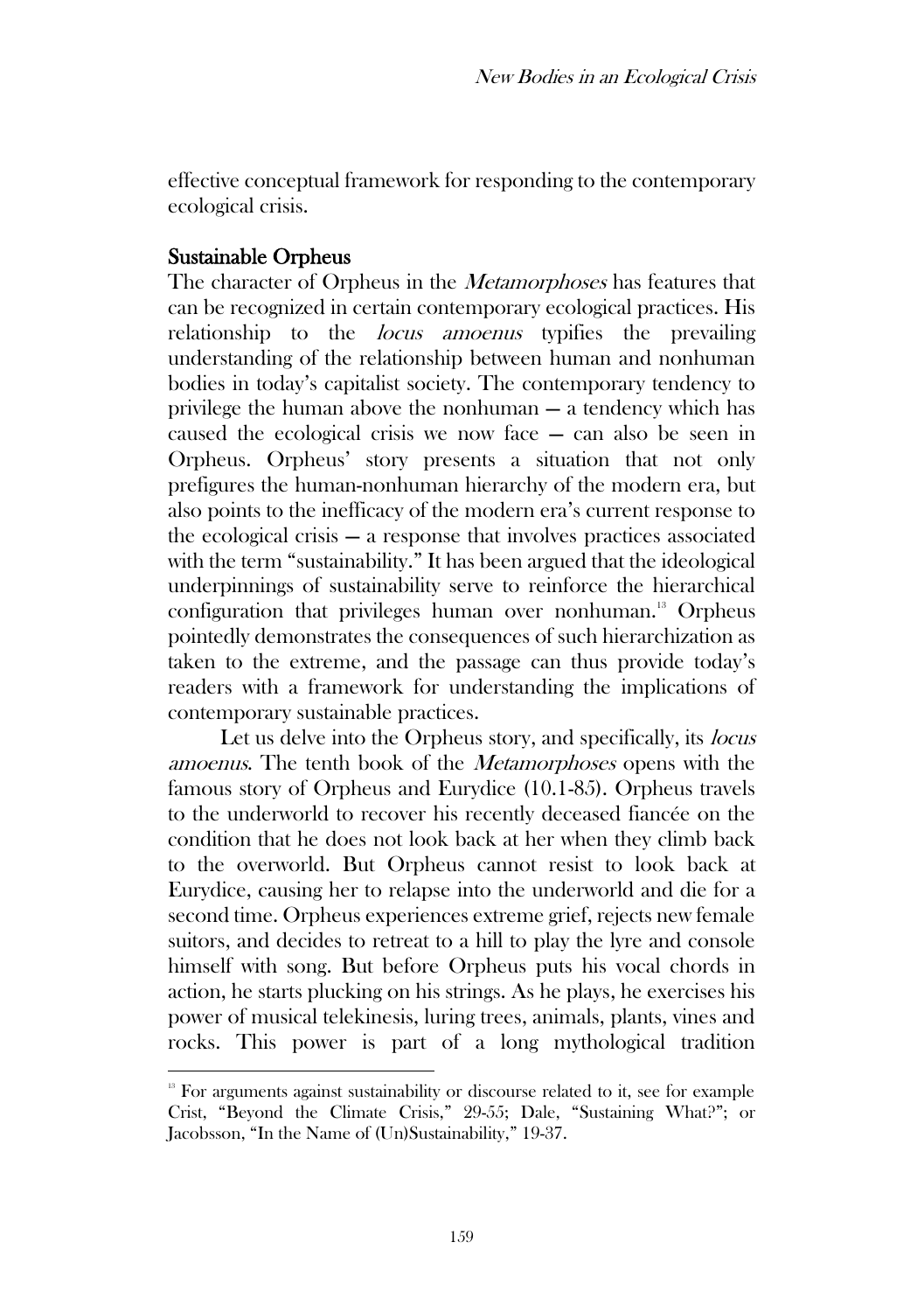effective conceptual framework for responding to the contemporary ecological crisis.

## Sustainable Orpheus

The character of Orpheus in the *Metamorphoses* has features that can be recognized in certain contemporary ecological practices. His relationship to the *locus amoenus* typifies the prevailing understanding of the relationship between human and nonhuman bodies in today's capitalist society. The contemporary tendency to privilege the human above the nonhuman — a tendency which has caused the ecological crisis we now face — can also be seen in Orpheus. Orpheus' story presents a situation that not only prefigures the human-nonhuman hierarchy of the modern era, but also points to the inefficacy of the modern era's current response to the ecological crisis — a response that involves practices associated with the term "sustainability." It has been argued that the ideological underpinnings of sustainability serve to reinforce the hierarchical configuration that privileges human over nonhuman.[13] Orpheus pointedly demonstrates the consequences of such hierarchization as taken to the extreme, and the passage can thus provide today's readers with a framework for understanding the implications of contemporary sustainable practices.

Let us delve into the Orpheus story, and specifically, its *locus amoenus*. The tenth book of the *Metamorphoses* opens with the famous story of Orpheus and Eurydice (10.1-85). Orpheus travels to the underworld to recover his recently deceased fiancée on the condition that he does not look back at her when they climb back to the overworld. But Orpheus cannot resist to look back at Eurydice, causing her to relapse into the underworld and die for a second time. Orpheus experiences extreme grief, rejects new female suitors, and decides to retreat to a hill to play the lyre and console himself with song. But before Orpheus puts his vocal chords in action, he starts plucking on his strings. As he plays, he exercises his power of musical telekinesis, luring trees, animals, plants, vines and rocks. This power is part of a long mythological tradition

---

[13] For arguments against sustainability or discourse related to it, see for example Crist, "Beyond the Climate Crisis," 29-55; Dale, "Sustaining What?"; or Jacobsson, "In the Name of (Un)Sustainability," 19-37.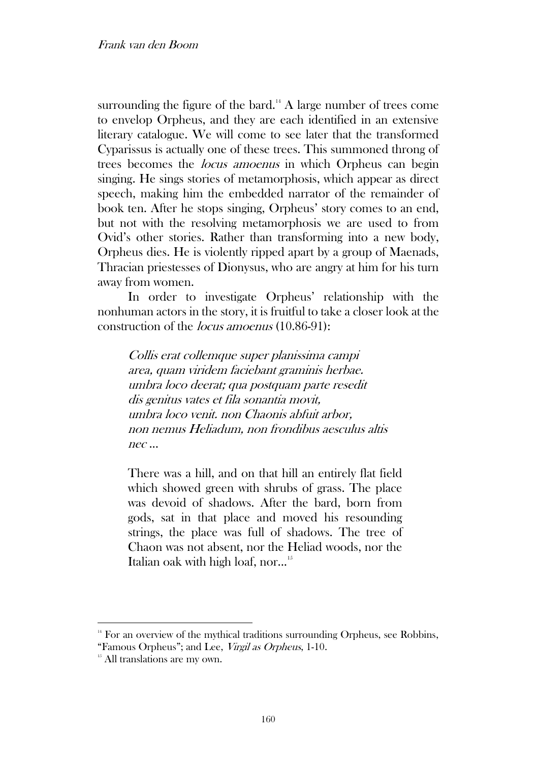surrounding the figure of the bard.[14] A large number of trees come to envelop Orpheus, and they are each identified in an extensive literary catalogue. We will come to see later that the transformed Cyparissus is actually one of these trees. This summoned throng of trees becomes the *locus amoenus* in which Orpheus can begin singing. He sings stories of metamorphosis, which appear as direct speech, making him the embedded narrator of the remainder of book ten. After he stops singing, Orpheus' story comes to an end, but not with the resolving metamorphosis we are used to from Ovid's other stories. Rather than transforming into a new body, Orpheus dies. He is violently ripped apart by a group of Maenads, Thracian priestesses of Dionysus, who are angry at him for his turn away from women.

In order to investigate Orpheus' relationship with the nonhuman actors in the story, it is fruitful to take a closer look at the construction of the *locus amoenus* (10.86-91):

> *Collis erat collemque super planissima campi*
> *area, quam viridem faciebant graminis herbae.*
> *umbra loco deerat; qua postquam parte resedit*
> *dis genitus vates et fila sonantia movit,*
> *umbra loco venit. non Chaonis abfuit arbor,*
> *non nemus Heliadum, non frondibus aesculus altis*
> *nec …*
>
> There was a hill, and on that hill an entirely flat field which showed green with shrubs of grass. The place was devoid of shadows. After the bard, born from gods, sat in that place and moved his resounding strings, the place was full of shadows. The tree of Chaon was not absent, nor the Heliad woods, nor the Italian oak with high loaf, nor…[15]

---

[14] For an overview of the mythical traditions surrounding Orpheus, see Robbins, "Famous Orpheus"; and Lee, *Virgil as Orpheus*, 1-10.

[15] All translations are my own.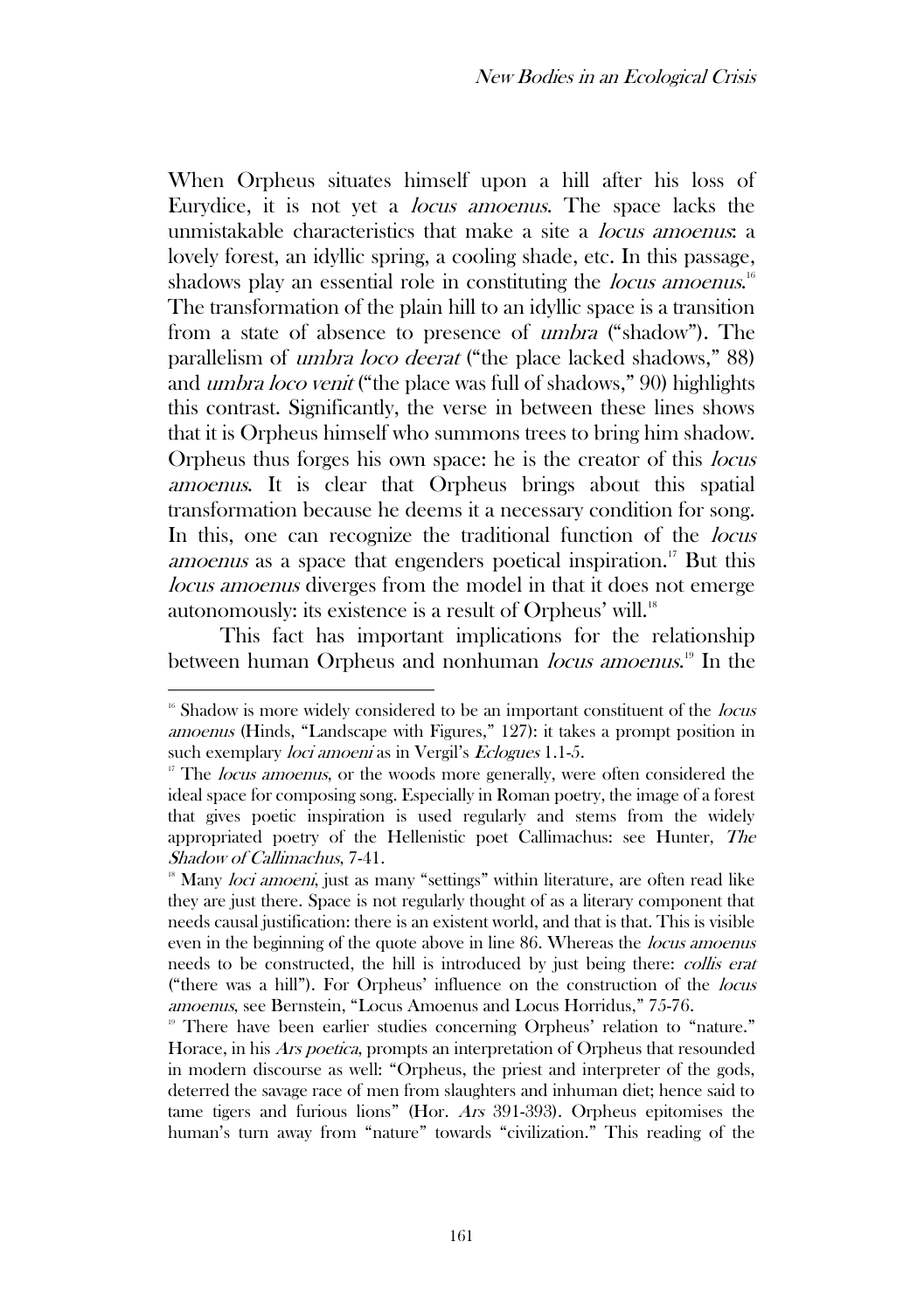When Orpheus situates himself upon a hill after his loss of Eurydice, it is not yet a *locus amoenus*. The space lacks the unmistakable characteristics that make a site a *locus amoenus*: a lovely forest, an idyllic spring, a cooling shade, etc. In this passage, shadows play an essential role in constituting the *locus amoenus*.[16] The transformation of the plain hill to an idyllic space is a transition from a state of absence to presence of *umbra* ("shadow"). The parallelism of *umbra loco deerat* ("the place lacked shadows," 88) and *umbra loco venit* ("the place was full of shadows," 90) highlights this contrast. Significantly, the verse in between these lines shows that it is Orpheus himself who summons trees to bring him shadow. Orpheus thus forges his own space: he is the creator of this *locus amoenus*. It is clear that Orpheus brings about this spatial transformation because he deems it a necessary condition for song. In this, one can recognize the traditional function of the *locus amoenus* as a space that engenders poetical inspiration.[17] But this *locus amoenus* diverges from the model in that it does not emerge autonomously: its existence is a result of Orpheus' will.[18]

This fact has important implications for the relationship between human Orpheus and nonhuman *locus amoenus*.[19] In the

---

[16] Shadow is more widely considered to be an important constituent of the *locus amoenus* (Hinds, "Landscape with Figures," 127): it takes a prompt position in such exemplary *loci amoeni* as in Vergil's *Eclogues* 1.1-5.

[17] The *locus amoenus*, or the woods more generally, were often considered the ideal space for composing song. Especially in Roman poetry, the image of a forest that gives poetic inspiration is used regularly and stems from the widely appropriated poetry of the Hellenistic poet Callimachus: see Hunter, *The Shadow of Callimachus*, 7-41.

[18] Many *loci amoeni*, just as many "settings" within literature, are often read like they are just there. Space is not regularly thought of as a literary component that needs causal justification: there is an existent world, and that is that. This is visible even in the beginning of the quote above in line 86. Whereas the *locus amoenus* needs to be constructed, the hill is introduced by just being there: *collis erat* ("there was a hill"). For Orpheus' influence on the construction of the *locus amoenus*, see Bernstein, "Locus Amoenus and Locus Horridus," 75-76.

[19] There have been earlier studies concerning Orpheus' relation to "nature." Horace, in his *Ars poetica*, prompts an interpretation of Orpheus that resounded in modern discourse as well: "Orpheus, the priest and interpreter of the gods, deterred the savage race of men from slaughters and inhuman diet; hence said to tame tigers and furious lions" (Hor. *Ars* 391-393). Orpheus epitomises the human's turn away from "nature" towards "civilization." This reading of the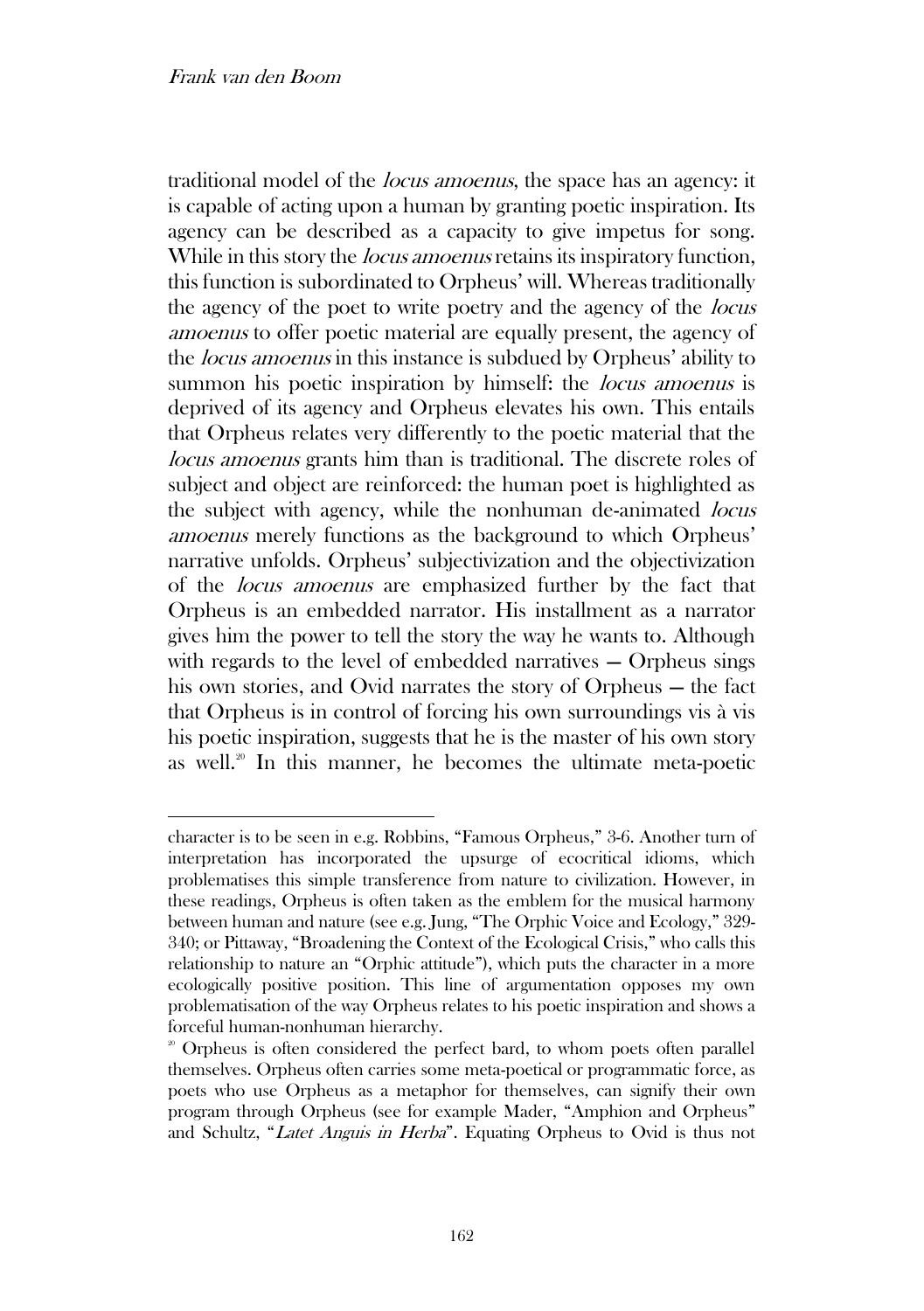traditional model of the *locus amoenus*, the space has an agency: it is capable of acting upon a human by granting poetic inspiration. Its agency can be described as a capacity to give impetus for song. While in this story the *locus amoenus* retains its inspiratory function, this function is subordinated to Orpheus' will. Whereas traditionally the agency of the poet to write poetry and the agency of the *locus amoenus* to offer poetic material are equally present, the agency of the *locus amoenus* in this instance is subdued by Orpheus' ability to summon his poetic inspiration by himself: the *locus amoenus* is deprived of its agency and Orpheus elevates his own. This entails that Orpheus relates very differently to the poetic material that the *locus amoenus* grants him than is traditional. The discrete roles of subject and object are reinforced: the human poet is highlighted as the subject with agency, while the nonhuman de-animated *locus amoenus* merely functions as the background to which Orpheus' narrative unfolds. Orpheus' subjectivization and the objectivization of the *locus amoenus* are emphasized further by the fact that Orpheus is an embedded narrator. His installment as a narrator gives him the power to tell the story the way he wants to. Although with regards to the level of embedded narratives — Orpheus sings his own stories, and Ovid narrates the story of Orpheus — the fact that Orpheus is in control of forcing his own surroundings vis à vis his poetic inspiration, suggests that he is the master of his own story as well.[20] In this manner, he becomes the ultimate meta-poetic

---

character is to be seen in e.g. Robbins, "Famous Orpheus," 3-6. Another turn of interpretation has incorporated the upsurge of ecocritical idioms, which problematises this simple transference from nature to civilization. However, in these readings, Orpheus is often taken as the emblem for the musical harmony between human and nature (see e.g. Jung, "The Orphic Voice and Ecology," 329-340; or Pittaway, "Broadening the Context of the Ecological Crisis," who calls this relationship to nature an "Orphic attitude"), which puts the character in a more ecologically positive position. This line of argumentation opposes my own problematisation of the way Orpheus relates to his poetic inspiration and shows a forceful human-nonhuman hierarchy.

[20] Orpheus is often considered the perfect bard, to whom poets often parallel themselves. Orpheus often carries some meta-poetical or programmatic force, as poets who use Orpheus as a metaphor for themselves, can signify their own program through Orpheus (see for example Mader, "Amphion and Orpheus" and Schultz, "*Latet Anguis in Herba*". Equating Orpheus to Ovid is thus not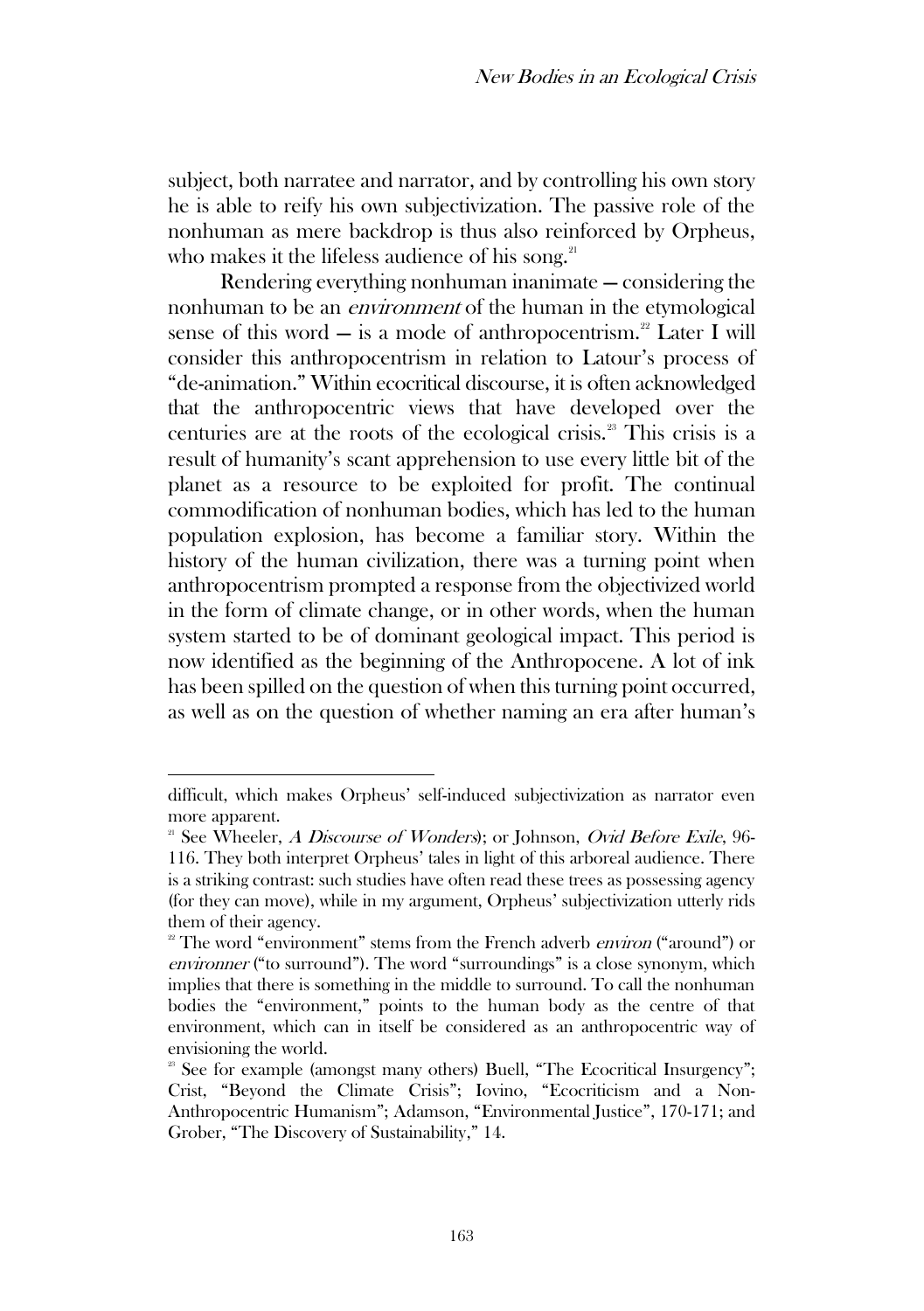subject, both narratee and narrator, and by controlling his own story he is able to reify his own subjectivization. The passive role of the nonhuman as mere backdrop is thus also reinforced by Orpheus, who makes it the lifeless audience of his song.[21]

Rendering everything nonhuman inanimate — considering the nonhuman to be an *environment* of the human in the etymological sense of this word — is a mode of anthropocentrism.[22] Later I will consider this anthropocentrism in relation to Latour's process of "de-animation." Within ecocritical discourse, it is often acknowledged that the anthropocentric views that have developed over the centuries are at the roots of the ecological crisis.[23] This crisis is a result of humanity's scant apprehension to use every little bit of the planet as a resource to be exploited for profit. The continual commodification of nonhuman bodies, which has led to the human population explosion, has become a familiar story. Within the history of the human civilization, there was a turning point when anthropocentrism prompted a response from the objectivized world in the form of climate change, or in other words, when the human system started to be of dominant geological impact. This period is now identified as the beginning of the Anthropocene. A lot of ink has been spilled on the question of when this turning point occurred, as well as on the question of whether naming an era after human's

---

difficult, which makes Orpheus' self-induced subjectivization as narrator even more apparent.

[21] See Wheeler, *A Discourse of Wonders*); or Johnson, *Ovid Before Exile*, 96-116. They both interpret Orpheus' tales in light of this arboreal audience. There is a striking contrast: such studies have often read these trees as possessing agency (for they can move), while in my argument, Orpheus' subjectivization utterly rids them of their agency.

[22] The word "environment" stems from the French adverb *environ* ("around") or *environner* ("to surround"). The word "surroundings" is a close synonym, which implies that there is something in the middle to surround. To call the nonhuman bodies the "environment," points to the human body as the centre of that environment, which can in itself be considered as an anthropocentric way of envisioning the world.

[23] See for example (amongst many others) Buell, "The Ecocritical Insurgency"; Crist, "Beyond the Climate Crisis"; Iovino, "Ecocriticism and a Non-Anthropocentric Humanism"; Adamson, "Environmental Justice", 170-171; and Grober, "The Discovery of Sustainability," 14.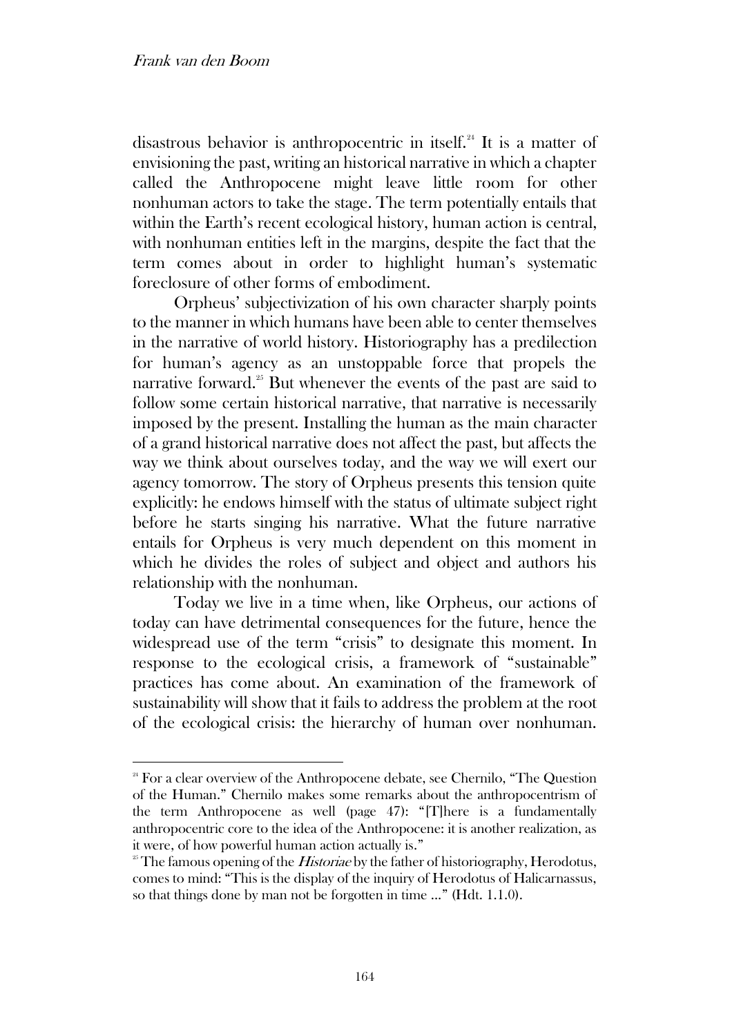disastrous behavior is anthropocentric in itself.[24] It is a matter of envisioning the past, writing an historical narrative in which a chapter called the Anthropocene might leave little room for other nonhuman actors to take the stage. The term potentially entails that within the Earth's recent ecological history, human action is central, with nonhuman entities left in the margins, despite the fact that the term comes about in order to highlight human's systematic foreclosure of other forms of embodiment.

Orpheus' subjectivization of his own character sharply points to the manner in which humans have been able to center themselves in the narrative of world history. Historiography has a predilection for human's agency as an unstoppable force that propels the narrative forward.[25] But whenever the events of the past are said to follow some certain historical narrative, that narrative is necessarily imposed by the present. Installing the human as the main character of a grand historical narrative does not affect the past, but affects the way we think about ourselves today, and the way we will exert our agency tomorrow. The story of Orpheus presents this tension quite explicitly: he endows himself with the status of ultimate subject right before he starts singing his narrative. What the future narrative entails for Orpheus is very much dependent on this moment in which he divides the roles of subject and object and authors his relationship with the nonhuman.

Today we live in a time when, like Orpheus, our actions of today can have detrimental consequences for the future, hence the widespread use of the term "crisis" to designate this moment. In response to the ecological crisis, a framework of "sustainable" practices has come about. An examination of the framework of sustainability will show that it fails to address the problem at the root of the ecological crisis: the hierarchy of human over nonhuman.

---

[24] For a clear overview of the Anthropocene debate, see Chernilo, "The Question of the Human." Chernilo makes some remarks about the anthropocentrism of the term Anthropocene as well (page 47): "[T]here is a fundamentally anthropocentric core to the idea of the Anthropocene: it is another realization, as it were, of how powerful human action actually is."

[25] The famous opening of the *Historiae* by the father of historiography, Herodotus, comes to mind: "This is the display of the inquiry of Herodotus of Halicarnassus, so that things done by man not be forgotten in time ..." (Hdt. 1.1.0).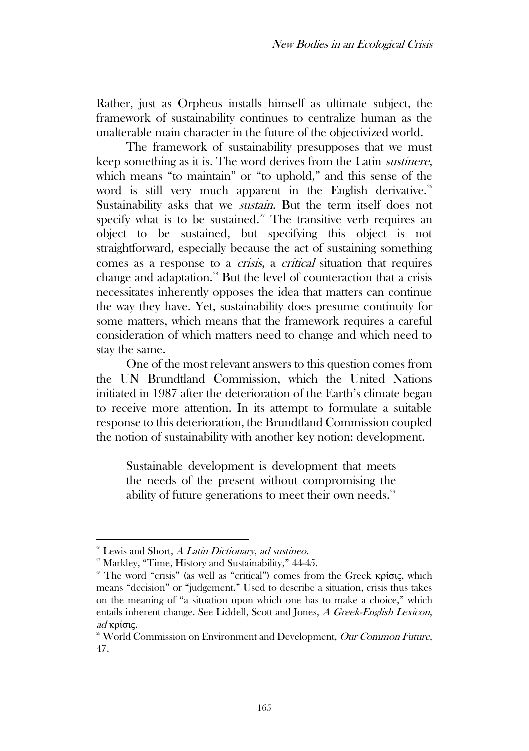Rather, just as Orpheus installs himself as ultimate subject, the framework of sustainability continues to centralize human as the unalterable main character in the future of the objectivized world.

The framework of sustainability presupposes that we must keep something as it is. The word derives from the Latin *sustinere*, which means "to maintain" or "to uphold," and this sense of the word is still very much apparent in the English derivative.[26] Sustainability asks that we *sustain*. But the term itself does not specify what is to be sustained.[27] The transitive verb requires an object to be sustained, but specifying this object is not straightforward, especially because the act of sustaining something comes as a response to a *crisis*, a *critical* situation that requires change and adaptation.[28] But the level of counteraction that a crisis necessitates inherently opposes the idea that matters can continue the way they have. Yet, sustainability does presume continuity for some matters, which means that the framework requires a careful consideration of which matters need to change and which need to stay the same.

One of the most relevant answers to this question comes from the UN Brundtland Commission, which the United Nations initiated in 1987 after the deterioration of the Earth's climate began to receive more attention. In its attempt to formulate a suitable response to this deterioration, the Brundtland Commission coupled the notion of sustainability with another key notion: development.

> Sustainable development is development that meets the needs of the present without compromising the ability of future generations to meet their own needs.[29]

---

[26] Lewis and Short, *A Latin Dictionary*, *ad sustineo*.

[27] Markley, "Time, History and Sustainability," 44-45.

[28] The word "crisis" (as well as "critical") comes from the Greek κρίσις, which means "decision" or "judgement." Used to describe a situation, crisis thus takes on the meaning of "a situation upon which one has to make a choice," which entails inherent change. See Liddell, Scott and Jones, *A Greek-English Lexicon*, *ad* κρίσις.

[29] World Commission on Environment and Development, *Our Common Future*, 47.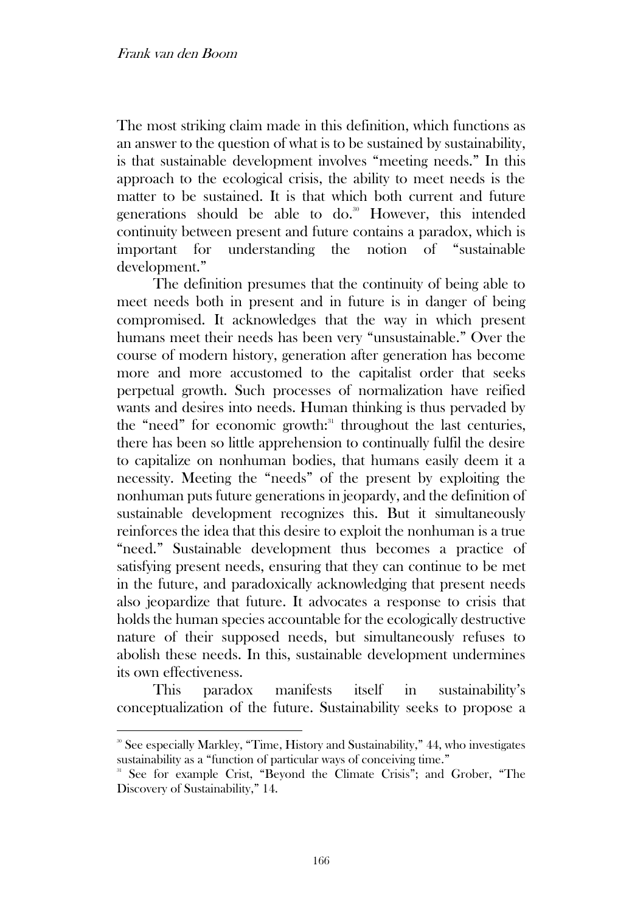The most striking claim made in this definition, which functions as an answer to the question of what is to be sustained by sustainability, is that sustainable development involves "meeting needs." In this approach to the ecological crisis, the ability to meet needs is the matter to be sustained. It is that which both current and future generations should be able to do.[30] However, this intended continuity between present and future contains a paradox, which is important for understanding the notion of "sustainable development."

The definition presumes that the continuity of being able to meet needs both in present and in future is in danger of being compromised. It acknowledges that the way in which present humans meet their needs has been very "unsustainable." Over the course of modern history, generation after generation has become more and more accustomed to the capitalist order that seeks perpetual growth. Such processes of normalization have reified wants and desires into needs. Human thinking is thus pervaded by the "need" for economic growth:[31] throughout the last centuries, there has been so little apprehension to continually fulfil the desire to capitalize on nonhuman bodies, that humans easily deem it a necessity. Meeting the "needs" of the present by exploiting the nonhuman puts future generations in jeopardy, and the definition of sustainable development recognizes this. But it simultaneously reinforces the idea that this desire to exploit the nonhuman is a true "need." Sustainable development thus becomes a practice of satisfying present needs, ensuring that they can continue to be met in the future, and paradoxically acknowledging that present needs also jeopardize that future. It advocates a response to crisis that holds the human species accountable for the ecologically destructive nature of their supposed needs, but simultaneously refuses to abolish these needs. In this, sustainable development undermines its own effectiveness.

This paradox manifests itself in sustainability's conceptualization of the future. Sustainability seeks to propose a

---

[30] See especially Markley, "Time, History and Sustainability," 44, who investigates sustainability as a "function of particular ways of conceiving time."

[31] See for example Crist, "Beyond the Climate Crisis"; and Grober, "The Discovery of Sustainability," 14.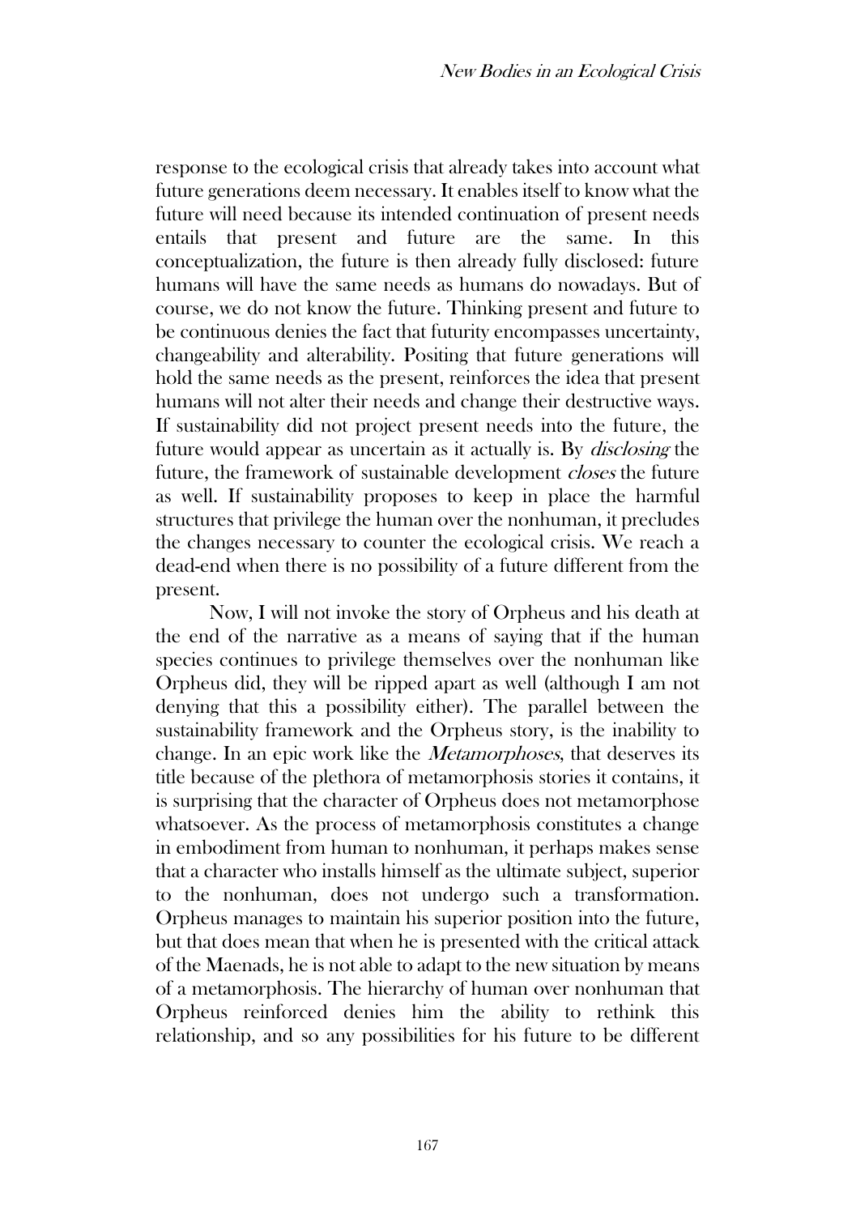response to the ecological crisis that already takes into account what future generations deem necessary. It enables itself to know what the future will need because its intended continuation of present needs entails that present and future are the same. In this conceptualization, the future is then already fully disclosed: future humans will have the same needs as humans do nowadays. But of course, we do not know the future. Thinking present and future to be continuous denies the fact that futurity encompasses uncertainty, changeability and alterability. Positing that future generations will hold the same needs as the present, reinforces the idea that present humans will not alter their needs and change their destructive ways. If sustainability did not project present needs into the future, the future would appear as uncertain as it actually is. By *disclosing* the future, the framework of sustainable development *closes* the future as well. If sustainability proposes to keep in place the harmful structures that privilege the human over the nonhuman, it precludes the changes necessary to counter the ecological crisis. We reach a dead-end when there is no possibility of a future different from the present.

Now, I will not invoke the story of Orpheus and his death at the end of the narrative as a means of saying that if the human species continues to privilege themselves over the nonhuman like Orpheus did, they will be ripped apart as well (although I am not denying that this a possibility either). The parallel between the sustainability framework and the Orpheus story, is the inability to change. In an epic work like the *Metamorphoses*, that deserves its title because of the plethora of metamorphosis stories it contains, it is surprising that the character of Orpheus does not metamorphose whatsoever. As the process of metamorphosis constitutes a change in embodiment from human to nonhuman, it perhaps makes sense that a character who installs himself as the ultimate subject, superior to the nonhuman, does not undergo such a transformation. Orpheus manages to maintain his superior position into the future, but that does mean that when he is presented with the critical attack of the Maenads, he is not able to adapt to the new situation by means of a metamorphosis. The hierarchy of human over nonhuman that Orpheus reinforced denies him the ability to rethink this relationship, and so any possibilities for his future to be different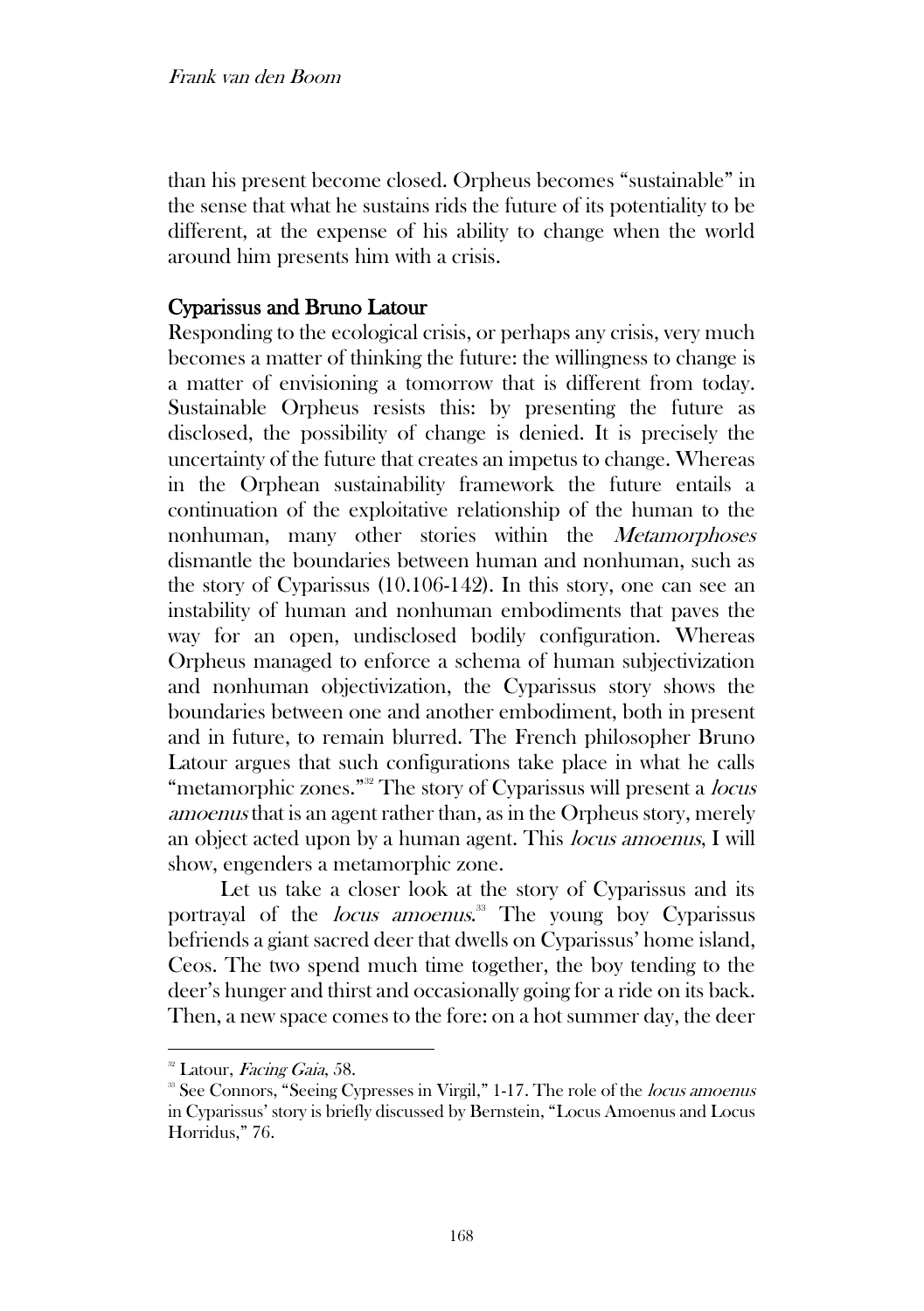than his present become closed. Orpheus becomes "sustainable" in the sense that what he sustains rids the future of its potentiality to be different, at the expense of his ability to change when the world around him presents him with a crisis.

## Cyparissus and Bruno Latour

Responding to the ecological crisis, or perhaps any crisis, very much becomes a matter of thinking the future: the willingness to change is a matter of envisioning a tomorrow that is different from today. Sustainable Orpheus resists this: by presenting the future as disclosed, the possibility of change is denied. It is precisely the uncertainty of the future that creates an impetus to change. Whereas in the Orphean sustainability framework the future entails a continuation of the exploitative relationship of the human to the nonhuman, many other stories within the *Metamorphoses* dismantle the boundaries between human and nonhuman, such as the story of Cyparissus (10.106-142). In this story, one can see an instability of human and nonhuman embodiments that paves the way for an open, undisclosed bodily configuration. Whereas Orpheus managed to enforce a schema of human subjectivization and nonhuman objectivization, the Cyparissus story shows the boundaries between one and another embodiment, both in present and in future, to remain blurred. The French philosopher Bruno Latour argues that such configurations take place in what he calls "metamorphic zones."[32] The story of Cyparissus will present a *locus amoenus* that is an agent rather than, as in the Orpheus story, merely an object acted upon by a human agent. This *locus amoenus*, I will show, engenders a metamorphic zone.

Let us take a closer look at the story of Cyparissus and its portrayal of the *locus amoenus*.[33] The young boy Cyparissus befriends a giant sacred deer that dwells on Cyparissus' home island, Ceos. The two spend much time together, the boy tending to the deer's hunger and thirst and occasionally going for a ride on its back. Then, a new space comes to the fore: on a hot summer day, the deer

---

[32] Latour, *Facing Gaia*, 58.

[33] See Connors, "Seeing Cypresses in Virgil," 1-17. The role of the *locus amoenus* in Cyparissus' story is briefly discussed by Bernstein, "Locus Amoenus and Locus Horridus," 76.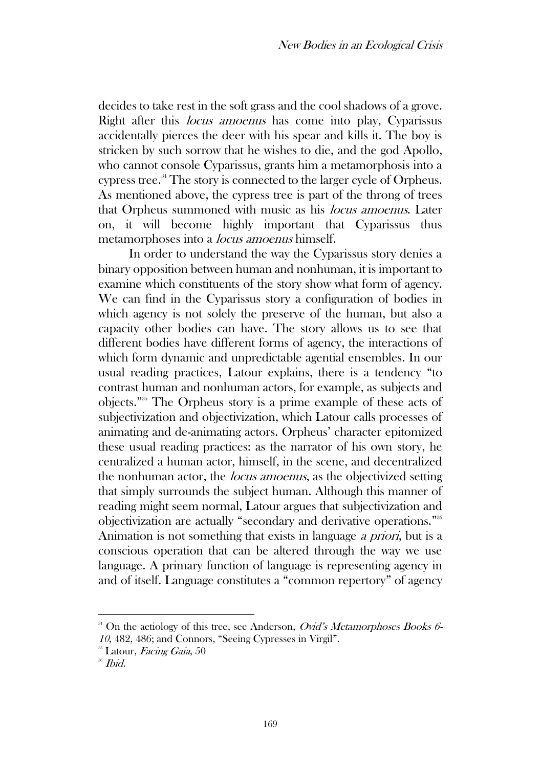decides to take rest in the soft grass and the cool shadows of a grove. Right after this *locus amoenus* has come into play, Cyparissus accidentally pierces the deer with his spear and kills it. The boy is stricken by such sorrow that he wishes to die, and the god Apollo, who cannot console Cyparissus, grants him a metamorphosis into a cypress tree.[34] The story is connected to the larger cycle of Orpheus. As mentioned above, the cypress tree is part of the throng of trees that Orpheus summoned with music as his *locus amoenus*. Later on, it will become highly important that Cyparissus thus metamorphoses into a *locus amoenus* himself.

In order to understand the way the Cyparissus story denies a binary opposition between human and nonhuman, it is important to examine which constituents of the story show what form of agency. We can find in the Cyparissus story a configuration of bodies in which agency is not solely the preserve of the human, but also a capacity other bodies can have. The story allows us to see that different bodies have different forms of agency, the interactions of which form dynamic and unpredictable agential ensembles. In our usual reading practices, Latour explains, there is a tendency "to contrast human and nonhuman actors, for example, as subjects and objects."[35] The Orpheus story is a prime example of these acts of subjectivization and objectivization, which Latour calls processes of animating and de-animating actors. Orpheus' character epitomized these usual reading practices: as the narrator of his own story, he centralized a human actor, himself, in the scene, and decentralized the nonhuman actor, the *locus amoenus*, as the objectivized setting that simply surrounds the subject human. Although this manner of reading might seem normal, Latour argues that subjectivization and objectivization are actually "secondary and derivative operations."[36] Animation is not something that exists in language *a priori*, but is a conscious operation that can be altered through the way we use language. A primary function of language is representing agency in and of itself. Language constitutes a "common repertory" of agency

[34] On the aetiology of this tree, see Anderson, *Ovid's Metamorphoses Books 6-10*, 482, 486; and Connors, "Seeing Cypresses in Virgil".

[35] Latour, *Facing Gaia*, 50

[36] *Ibid.*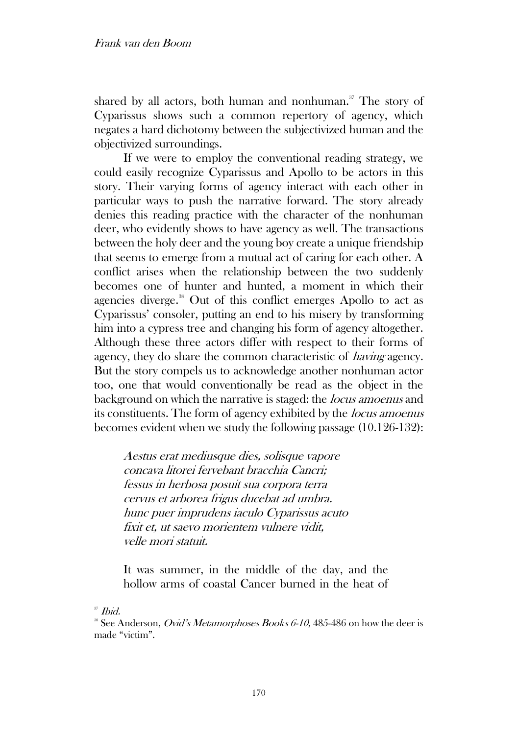shared by all actors, both human and nonhuman.[37] The story of Cyparissus shows such a common repertory of agency, which negates a hard dichotomy between the subjectivized human and the objectivized surroundings.

If we were to employ the conventional reading strategy, we could easily recognize Cyparissus and Apollo to be actors in this story. Their varying forms of agency interact with each other in particular ways to push the narrative forward. The story already denies this reading practice with the character of the nonhuman deer, who evidently shows to have agency as well. The transactions between the holy deer and the young boy create a unique friendship that seems to emerge from a mutual act of caring for each other. A conflict arises when the relationship between the two suddenly becomes one of hunter and hunted, a moment in which their agencies diverge.[38] Out of this conflict emerges Apollo to act as Cyparissus' consoler, putting an end to his misery by transforming him into a cypress tree and changing his form of agency altogether. Although these three actors differ with respect to their forms of agency, they do share the common characteristic of *having* agency. But the story compels us to acknowledge another nonhuman actor too, one that would conventionally be read as the object in the background on which the narrative is staged: the *locus amoenus* and its constituents. The form of agency exhibited by the *locus amoenus* becomes evident when we study the following passage (10.126-132):

> *Aestus erat mediusque dies, solisque vapore*
> *concava litorei fervebant bracchia Cancri;*
> *fessus in herbosa posuit sua corpora terra*
> *cervus et arborea frigus ducebat ad umbra.*
> *hunc puer imprudens iaculo Cyparissus acuto*
> *fixit et, ut saevo morientem vulnere vidit,*
> *velle mori statuit.*
>
> It was summer, in the middle of the day, and the hollow arms of coastal Cancer burned in the heat of

[37] *Ibid.*

[38] See Anderson, *Ovid's Metamorphoses Books 6-10*, 485-486 on how the deer is made "victim".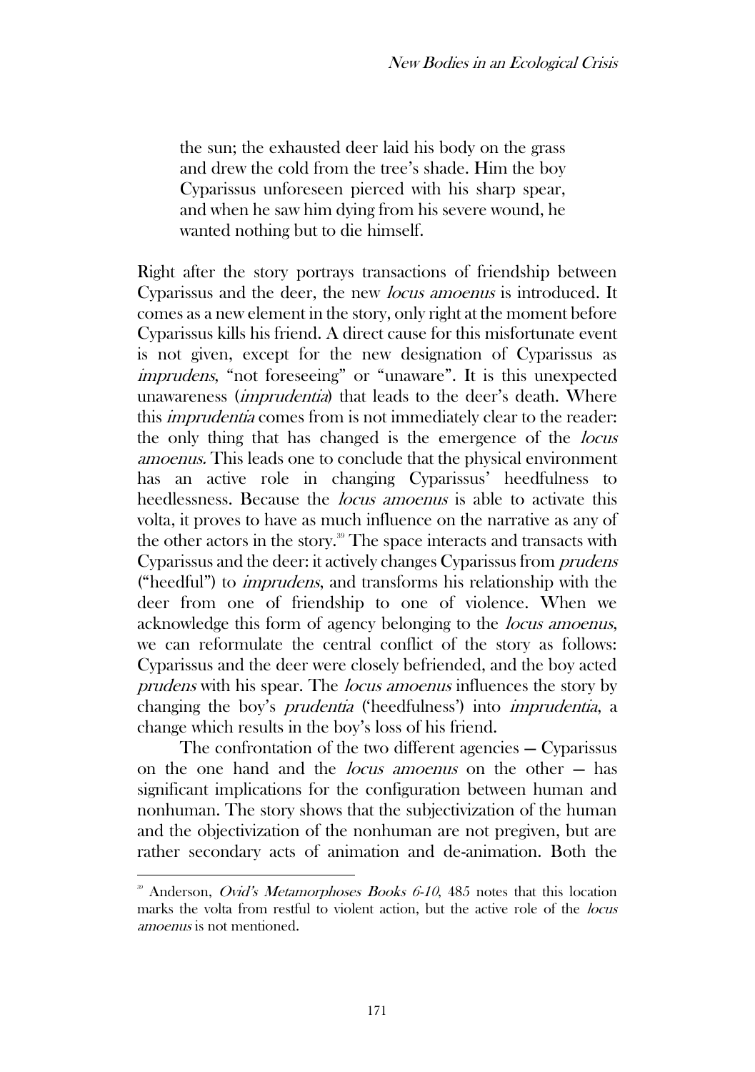> the sun; the exhausted deer laid his body on the grass and drew the cold from the tree's shade. Him the boy Cyparissus unforeseen pierced with his sharp spear, and when he saw him dying from his severe wound, he wanted nothing but to die himself.

Right after the story portrays transactions of friendship between Cyparissus and the deer, the new *locus amoenus* is introduced. It comes as a new element in the story, only right at the moment before Cyparissus kills his friend. A direct cause for this misfortunate event is not given, except for the new designation of Cyparissus as *imprudens*, "not foreseeing" or "unaware". It is this unexpected unawareness (*imprudentia*) that leads to the deer's death. Where this *imprudentia* comes from is not immediately clear to the reader: the only thing that has changed is the emergence of the *locus amoenus.* This leads one to conclude that the physical environment has an active role in changing Cyparissus' heedfulness to heedlessness. Because the *locus amoenus* is able to activate this volta, it proves to have as much influence on the narrative as any of the other actors in the story.[39] The space interacts and transacts with Cyparissus and the deer: it actively changes Cyparissus from *prudens* ("heedful") to *imprudens*, and transforms his relationship with the deer from one of friendship to one of violence. When we acknowledge this form of agency belonging to the *locus amoenus*, we can reformulate the central conflict of the story as follows: Cyparissus and the deer were closely befriended, and the boy acted *prudens* with his spear. The *locus amoenus* influences the story by changing the boy's *prudentia* ('heedfulness') into *imprudentia*, a change which results in the boy's loss of his friend.

The confrontation of the two different agencies — Cyparissus on the one hand and the *locus amoenus* on the other — has significant implications for the configuration between human and nonhuman. The story shows that the subjectivization of the human and the objectivization of the nonhuman are not pregiven, but are rather secondary acts of animation and de-animation. Both the

---

[39] Anderson, *Ovid's Metamorphoses Books 6-10*, 485 notes that this location marks the volta from restful to violent action, but the active role of the *locus amoenus* is not mentioned.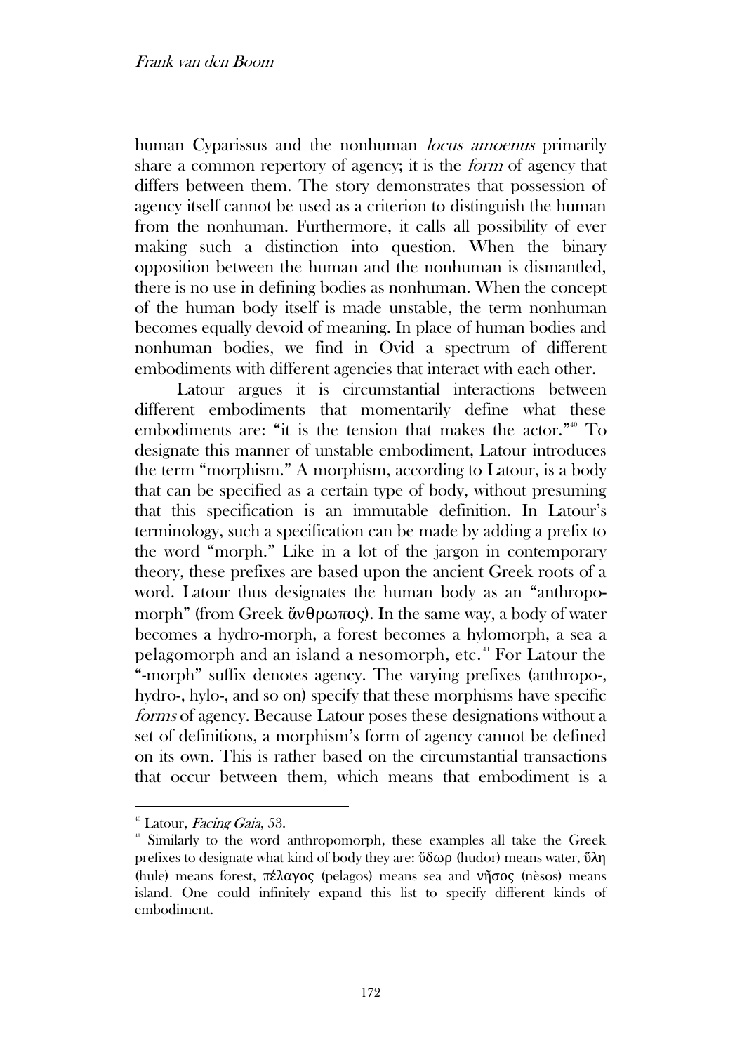human Cyparissus and the nonhuman *locus amoenus* primarily share a common repertory of agency; it is the *form* of agency that differs between them. The story demonstrates that possession of agency itself cannot be used as a criterion to distinguish the human from the nonhuman. Furthermore, it calls all possibility of ever making such a distinction into question. When the binary opposition between the human and the nonhuman is dismantled, there is no use in defining bodies as nonhuman. When the concept of the human body itself is made unstable, the term nonhuman becomes equally devoid of meaning. In place of human bodies and nonhuman bodies, we find in Ovid a spectrum of different embodiments with different agencies that interact with each other.

Latour argues it is circumstantial interactions between different embodiments that momentarily define what these embodiments are: "it is the tension that makes the actor."[40] To designate this manner of unstable embodiment, Latour introduces the term "morphism." A morphism, according to Latour, is a body that can be specified as a certain type of body, without presuming that this specification is an immutable definition. In Latour's terminology, such a specification can be made by adding a prefix to the word "morph." Like in a lot of the jargon in contemporary theory, these prefixes are based upon the ancient Greek roots of a word. Latour thus designates the human body as an "anthropomorph" (from Greek ἄνθρωπος). In the same way, a body of water becomes a hydro-morph, a forest becomes a hylomorph, a sea a pelagomorph and an island a nesomorph, etc.[41] For Latour the "-morph" suffix denotes agency. The varying prefixes (anthropo-, hydro-, hylo-, and so on) specify that these morphisms have specific *forms* of agency. Because Latour poses these designations without a set of definitions, a morphism's form of agency cannot be defined on its own. This is rather based on the circumstantial transactions that occur between them, which means that embodiment is a

---

[40] Latour, *Facing Gaia*, 53.

[41] Similarly to the word anthropomorph, these examples all take the Greek prefixes to designate what kind of body they are: ὕδωρ (hudor) means water, ὕλη (hule) means forest, πέλαγος (pelagos) means sea and νῆσος (nèsos) means island. One could infinitely expand this list to specify different kinds of embodiment.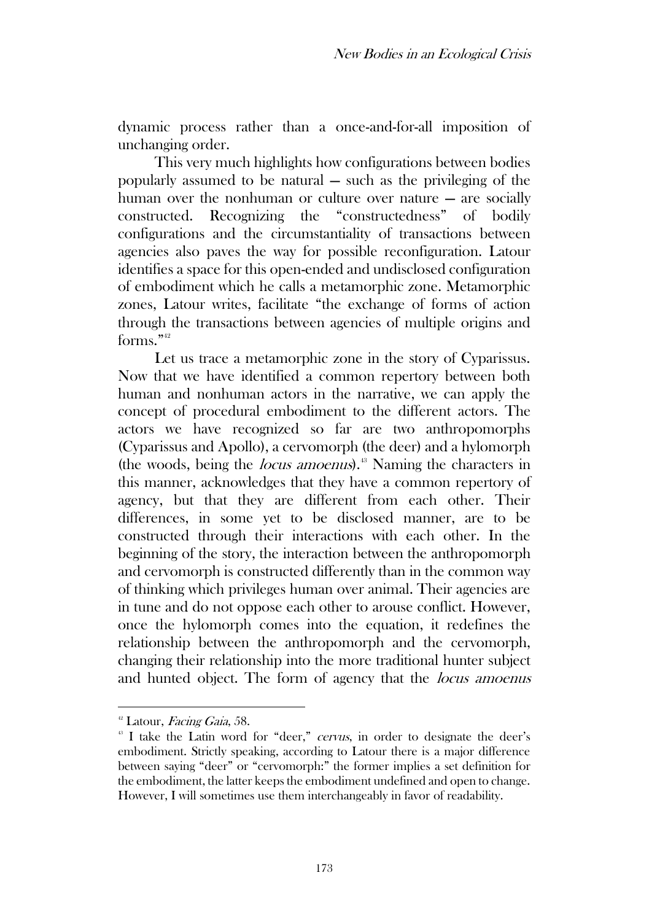dynamic process rather than a once-and-for-all imposition of unchanging order.

This very much highlights how configurations between bodies popularly assumed to be natural — such as the privileging of the human over the nonhuman or culture over nature — are socially constructed. Recognizing the "constructedness" of bodily configurations and the circumstantiality of transactions between agencies also paves the way for possible reconfiguration. Latour identifies a space for this open-ended and undisclosed configuration of embodiment which he calls a metamorphic zone. Metamorphic zones, Latour writes, facilitate "the exchange of forms of action through the transactions between agencies of multiple origins and forms."[42]

Let us trace a metamorphic zone in the story of Cyparissus. Now that we have identified a common repertory between both human and nonhuman actors in the narrative, we can apply the concept of procedural embodiment to the different actors. The actors we have recognized so far are two anthropomorphs (Cyparissus and Apollo), a cervomorph (the deer) and a hylomorph (the woods, being the *locus amoenus*).[43] Naming the characters in this manner, acknowledges that they have a common repertory of agency, but that they are different from each other. Their differences, in some yet to be disclosed manner, are to be constructed through their interactions with each other. In the beginning of the story, the interaction between the anthropomorph and cervomorph is constructed differently than in the common way of thinking which privileges human over animal. Their agencies are in tune and do not oppose each other to arouse conflict. However, once the hylomorph comes into the equation, it redefines the relationship between the anthropomorph and the cervomorph, changing their relationship into the more traditional hunter subject and hunted object. The form of agency that the *locus amoenus*

---

[42] Latour, *Facing Gaia*, 58.

[43] I take the Latin word for "deer," *cervus*, in order to designate the deer's embodiment. Strictly speaking, according to Latour there is a major difference between saying "deer" or "cervomorph:" the former implies a set definition for the embodiment, the latter keeps the embodiment undefined and open to change. However, I will sometimes use them interchangeably in favor of readability.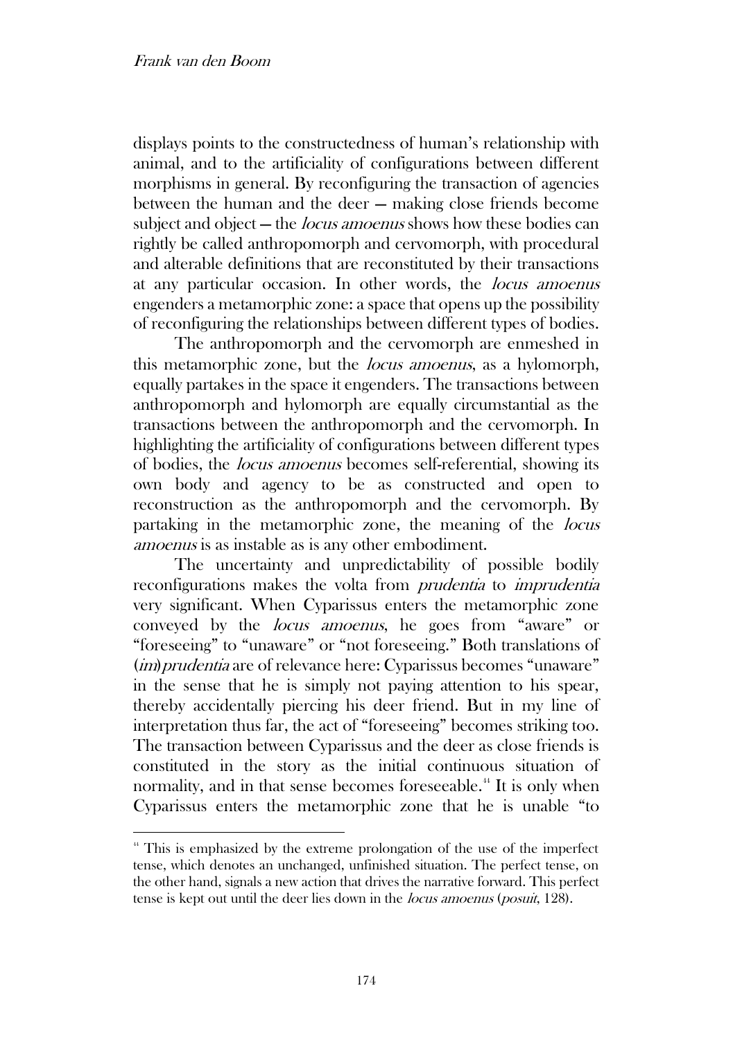displays points to the constructedness of human's relationship with animal, and to the artificiality of configurations between different morphisms in general. By reconfiguring the transaction of agencies between the human and the deer — making close friends become subject and object — the *locus amoenus* shows how these bodies can rightly be called anthropomorph and cervomorph, with procedural and alterable definitions that are reconstituted by their transactions at any particular occasion. In other words, the *locus amoenus* engenders a metamorphic zone: a space that opens up the possibility of reconfiguring the relationships between different types of bodies.

The anthropomorph and the cervomorph are enmeshed in this metamorphic zone, but the *locus amoenus*, as a hylomorph, equally partakes in the space it engenders. The transactions between anthropomorph and hylomorph are equally circumstantial as the transactions between the anthropomorph and the cervomorph. In highlighting the artificiality of configurations between different types of bodies, the *locus amoenus* becomes self-referential, showing its own body and agency to be as constructed and open to reconstruction as the anthropomorph and the cervomorph. By partaking in the metamorphic zone, the meaning of the *locus amoenus* is as instable as is any other embodiment.

The uncertainty and unpredictability of possible bodily reconfigurations makes the volta from *prudentia* to *imprudentia* very significant. When Cyparissus enters the metamorphic zone conveyed by the *locus amoenus*, he goes from "aware" or "foreseeing" to "unaware" or "not foreseeing." Both translations of (*im*)*prudentia* are of relevance here: Cyparissus becomes "unaware" in the sense that he is simply not paying attention to his spear, thereby accidentally piercing his deer friend. But in my line of interpretation thus far, the act of "foreseeing" becomes striking too. The transaction between Cyparissus and the deer as close friends is constituted in the story as the initial continuous situation of normality, and in that sense becomes foreseeable.[44] It is only when Cyparissus enters the metamorphic zone that he is unable "to

[44] This is emphasized by the extreme prolongation of the use of the imperfect tense, which denotes an unchanged, unfinished situation. The perfect tense, on the other hand, signals a new action that drives the narrative forward. This perfect tense is kept out until the deer lies down in the *locus amoenus* (*posuit*, 128).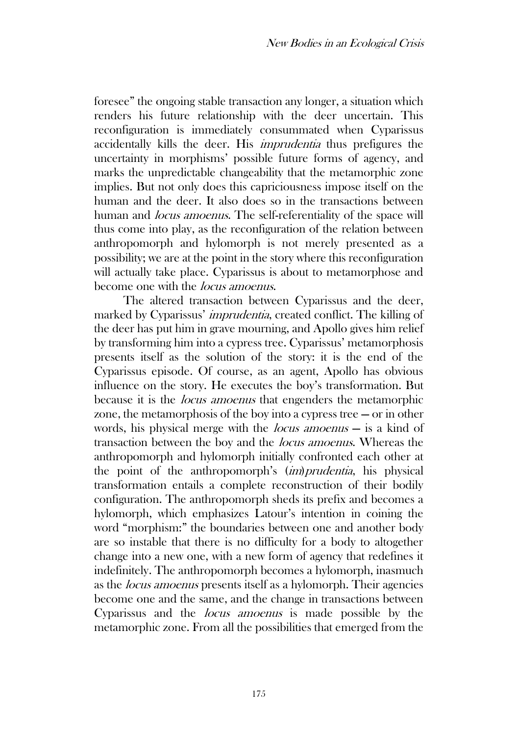foresee" the ongoing stable transaction any longer, a situation which renders his future relationship with the deer uncertain. This reconfiguration is immediately consummated when Cyparissus accidentally kills the deer. His *imprudentia* thus prefigures the uncertainty in morphisms' possible future forms of agency, and marks the unpredictable changeability that the metamorphic zone implies. But not only does this capriciousness impose itself on the human and the deer. It also does so in the transactions between human and *locus amoenus*. The self-referentiality of the space will thus come into play, as the reconfiguration of the relation between anthropomorph and hylomorph is not merely presented as a possibility; we are at the point in the story where this reconfiguration will actually take place. Cyparissus is about to metamorphose and become one with the *locus amoenus*.

The altered transaction between Cyparissus and the deer, marked by Cyparissus' *imprudentia*, created conflict. The killing of the deer has put him in grave mourning, and Apollo gives him relief by transforming him into a cypress tree. Cyparissus' metamorphosis presents itself as the solution of the story: it is the end of the Cyparissus episode. Of course, as an agent, Apollo has obvious influence on the story. He executes the boy's transformation. But because it is the *locus amoenus* that engenders the metamorphic zone, the metamorphosis of the boy into a cypress tree — or in other words, his physical merge with the *locus amoenus* — is a kind of transaction between the boy and the *locus amoenus*. Whereas the anthropomorph and hylomorph initially confronted each other at the point of the anthropomorph's (*im*)*prudentia*, his physical transformation entails a complete reconstruction of their bodily configuration. The anthropomorph sheds its prefix and becomes a hylomorph, which emphasizes Latour's intention in coining the word "morphism:" the boundaries between one and another body are so instable that there is no difficulty for a body to altogether change into a new one, with a new form of agency that redefines it indefinitely. The anthropomorph becomes a hylomorph, inasmuch as the *locus amoenus* presents itself as a hylomorph. Their agencies become one and the same, and the change in transactions between Cyparissus and the *locus amoenus* is made possible by the metamorphic zone. From all the possibilities that emerged from the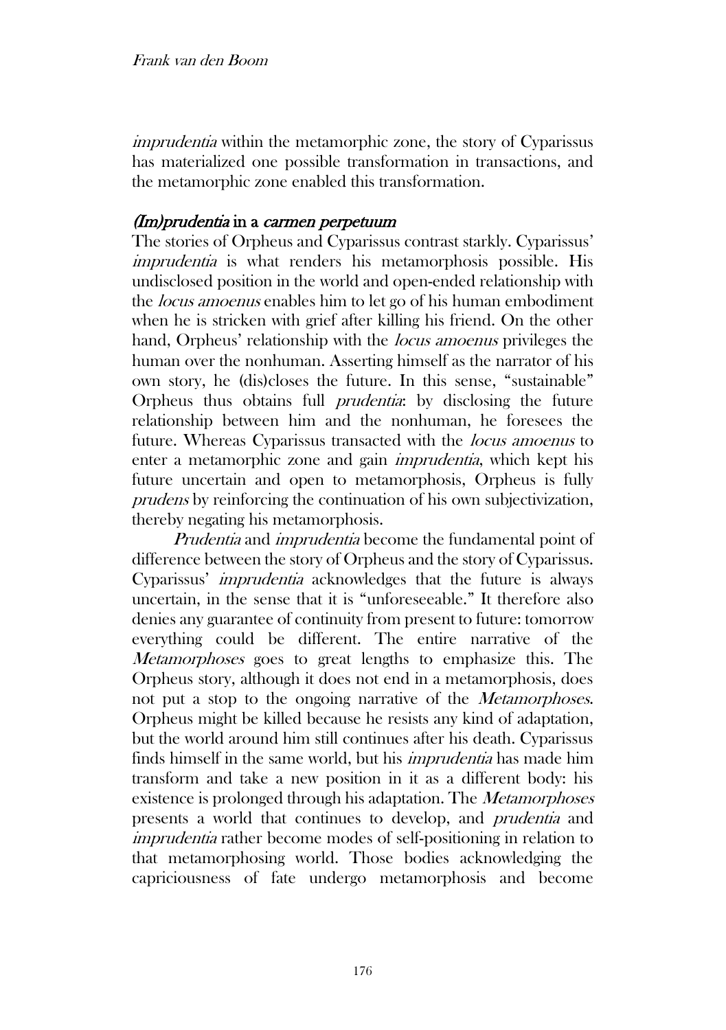*imprudentia* within the metamorphic zone, the story of Cyparissus has materialized one possible transformation in transactions, and the metamorphic zone enabled this transformation.

## *(Im)prudentia* in a *carmen perpetuum*

The stories of Orpheus and Cyparissus contrast starkly. Cyparissus' *imprudentia* is what renders his metamorphosis possible. His undisclosed position in the world and open-ended relationship with the *locus amoenus* enables him to let go of his human embodiment when he is stricken with grief after killing his friend. On the other hand, Orpheus' relationship with the *locus amoenus* privileges the human over the nonhuman. Asserting himself as the narrator of his own story, he (dis)closes the future. In this sense, "sustainable" Orpheus thus obtains full *prudentia*: by disclosing the future relationship between him and the nonhuman, he foresees the future. Whereas Cyparissus transacted with the *locus amoenus* to enter a metamorphic zone and gain *imprudentia*, which kept his future uncertain and open to metamorphosis, Orpheus is fully *prudens* by reinforcing the continuation of his own subjectivization, thereby negating his metamorphosis.

*Prudentia* and *imprudentia* become the fundamental point of difference between the story of Orpheus and the story of Cyparissus. Cyparissus' *imprudentia* acknowledges that the future is always uncertain, in the sense that it is "unforeseeable." It therefore also denies any guarantee of continuity from present to future: tomorrow everything could be different. The entire narrative of the *Metamorphoses* goes to great lengths to emphasize this. The Orpheus story, although it does not end in a metamorphosis, does not put a stop to the ongoing narrative of the *Metamorphoses*. Orpheus might be killed because he resists any kind of adaptation, but the world around him still continues after his death. Cyparissus finds himself in the same world, but his *imprudentia* has made him transform and take a new position in it as a different body: his existence is prolonged through his adaptation. The *Metamorphoses* presents a world that continues to develop, and *prudentia* and *imprudentia* rather become modes of self-positioning in relation to that metamorphosing world. Those bodies acknowledging the capriciousness of fate undergo metamorphosis and become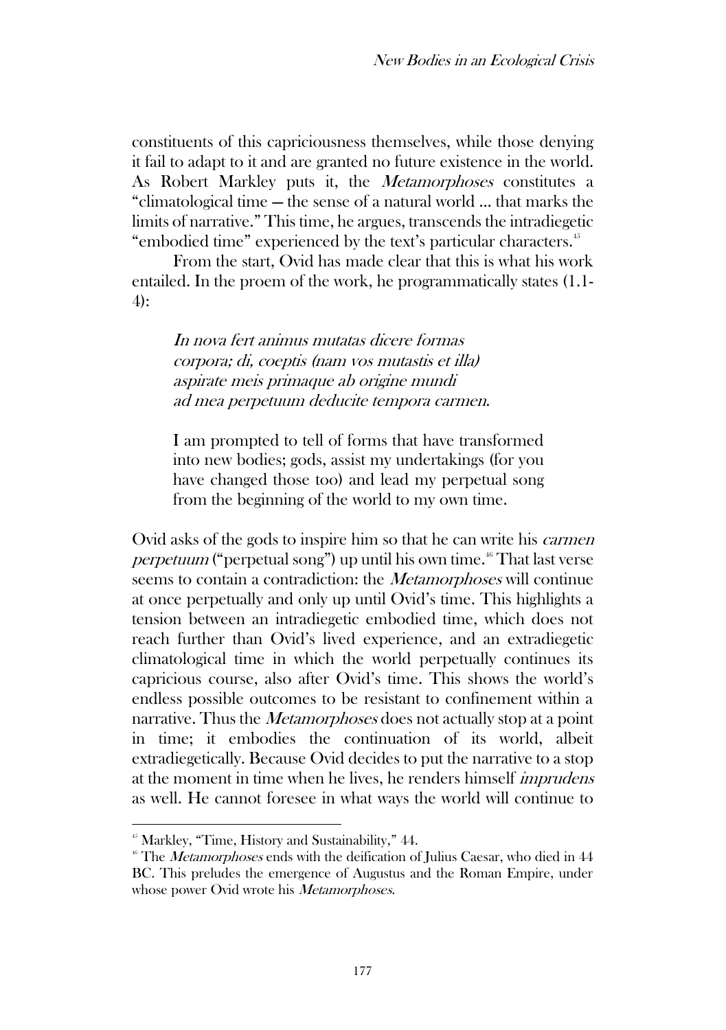constituents of this capriciousness themselves, while those denying it fail to adapt to it and are granted no future existence in the world. As Robert Markley puts it, the *Metamorphoses* constitutes a "climatological time — the sense of a natural world ... that marks the limits of narrative." This time, he argues, transcends the intradiegetic "embodied time" experienced by the text's particular characters.[45]

From the start, Ovid has made clear that this is what his work entailed. In the proem of the work, he programmatically states (1.1-4):

> *In nova fert animus mutatas dicere formas*
> *corpora; di, coeptis (nam vos mutastis et illa)*
> *aspirate meis primaque ab origine mundi*
> *ad mea perpetuum deducite tempora carmen.*
>
> I am prompted to tell of forms that have transformed into new bodies; gods, assist my undertakings (for you have changed those too) and lead my perpetual song from the beginning of the world to my own time.

Ovid asks of the gods to inspire him so that he can write his *carmen perpetuum* ("perpetual song") up until his own time.[46] That last verse seems to contain a contradiction: the *Metamorphoses* will continue at once perpetually and only up until Ovid's time. This highlights a tension between an intradiegetic embodied time, which does not reach further than Ovid's lived experience, and an extradiegetic climatological time in which the world perpetually continues its capricious course, also after Ovid's time. This shows the world's endless possible outcomes to be resistant to confinement within a narrative. Thus the *Metamorphoses* does not actually stop at a point in time; it embodies the continuation of its world, albeit extradiegetically. Because Ovid decides to put the narrative to a stop at the moment in time when he lives, he renders himself *imprudens* as well. He cannot foresee in what ways the world will continue to

---

[45] Markley, "Time, History and Sustainability," 44.

[46] The *Metamorphoses* ends with the deification of Julius Caesar, who died in 44 BC. This preludes the emergence of Augustus and the Roman Empire, under whose power Ovid wrote his *Metamorphoses*.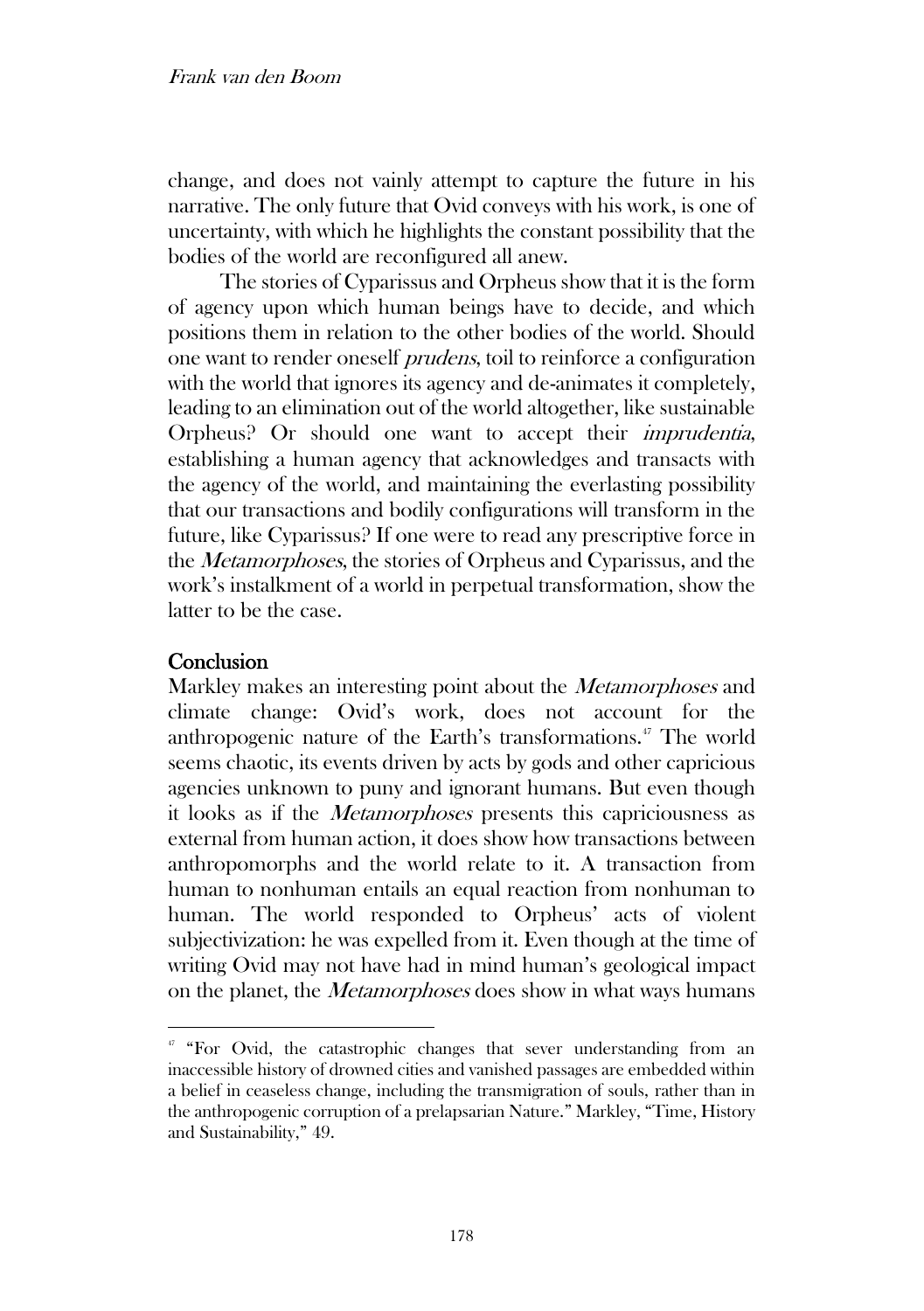change, and does not vainly attempt to capture the future in his narrative. The only future that Ovid conveys with his work, is one of uncertainty, with which he highlights the constant possibility that the bodies of the world are reconfigured all anew.

The stories of Cyparissus and Orpheus show that it is the form of agency upon which human beings have to decide, and which positions them in relation to the other bodies of the world. Should one want to render oneself *prudens*, toil to reinforce a configuration with the world that ignores its agency and de-animates it completely, leading to an elimination out of the world altogether, like sustainable Orpheus? Or should one want to accept their *imprudentia*, establishing a human agency that acknowledges and transacts with the agency of the world, and maintaining the everlasting possibility that our transactions and bodily configurations will transform in the future, like Cyparissus? If one were to read any prescriptive force in the *Metamorphoses*, the stories of Orpheus and Cyparissus, and the work's instalkment of a world in perpetual transformation, show the latter to be the case.

## Conclusion

Markley makes an interesting point about the *Metamorphoses* and climate change: Ovid's work, does not account for the anthropogenic nature of the Earth's transformations.[47] The world seems chaotic, its events driven by acts by gods and other capricious agencies unknown to puny and ignorant humans. But even though it looks as if the *Metamorphoses* presents this capriciousness as external from human action, it does show how transactions between anthropomorphs and the world relate to it. A transaction from human to nonhuman entails an equal reaction from nonhuman to human. The world responded to Orpheus' acts of violent subjectivization: he was expelled from it. Even though at the time of writing Ovid may not have had in mind human's geological impact on the planet, the *Metamorphoses* does show in what ways humans

[47] "For Ovid, the catastrophic changes that sever understanding from an inaccessible history of drowned cities and vanished passages are embedded within a belief in ceaseless change, including the transmigration of souls, rather than in the anthropogenic corruption of a prelapsarian Nature." Markley, "Time, History and Sustainability," 49.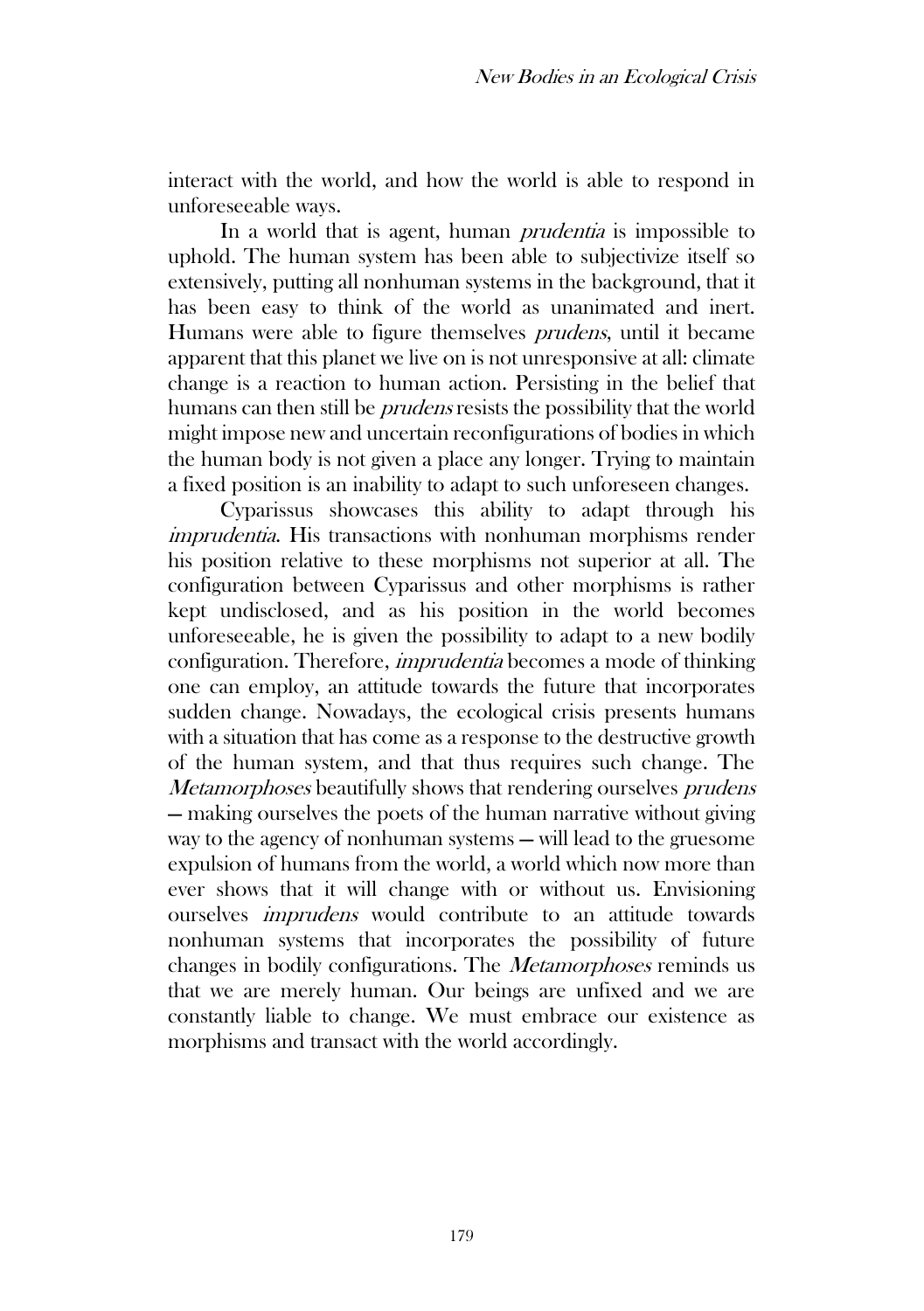interact with the world, and how the world is able to respond in unforeseeable ways.

In a world that is agent, human *prudentia* is impossible to uphold. The human system has been able to subjectivize itself so extensively, putting all nonhuman systems in the background, that it has been easy to think of the world as unanimated and inert. Humans were able to figure themselves *prudens*, until it became apparent that this planet we live on is not unresponsive at all: climate change is a reaction to human action. Persisting in the belief that humans can then still be *prudens* resists the possibility that the world might impose new and uncertain reconfigurations of bodies in which the human body is not given a place any longer. Trying to maintain a fixed position is an inability to adapt to such unforeseen changes.

Cyparissus showcases this ability to adapt through his *imprudentia*. His transactions with nonhuman morphisms render his position relative to these morphisms not superior at all. The configuration between Cyparissus and other morphisms is rather kept undisclosed, and as his position in the world becomes unforeseeable, he is given the possibility to adapt to a new bodily configuration. Therefore, *imprudentia* becomes a mode of thinking one can employ, an attitude towards the future that incorporates sudden change. Nowadays, the ecological crisis presents humans with a situation that has come as a response to the destructive growth of the human system, and that thus requires such change. The *Metamorphoses* beautifully shows that rendering ourselves *prudens* — making ourselves the poets of the human narrative without giving way to the agency of nonhuman systems — will lead to the gruesome expulsion of humans from the world, a world which now more than ever shows that it will change with or without us. Envisioning ourselves *imprudens* would contribute to an attitude towards nonhuman systems that incorporates the possibility of future changes in bodily configurations. The *Metamorphoses* reminds us that we are merely human. Our beings are unfixed and we are constantly liable to change. We must embrace our existence as morphisms and transact with the world accordingly.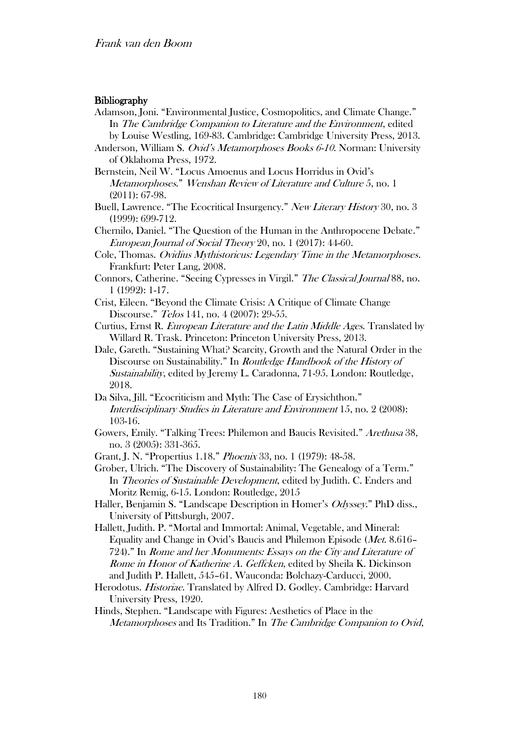### Bibliography

Adamson, Joni. "Environmental Justice, Cosmopolitics, and Climate Change." In *The Cambridge Companion to Literature and the Environment*, edited by Louise Westling, 169-83. Cambridge: Cambridge University Press, 2013.

Anderson, William S. *Ovid's Metamorphoses Books 6-10*. Norman: University of Oklahoma Press, 1972.

Bernstein, Neil W. "Locus Amoenus and Locus Horridus in Ovid's *Metamorphoses*." *Wenshan Review of Literature and Culture* 5, no. 1 (2011): 67-98.

Buell, Lawrence. "The Ecocritical Insurgency." *New Literary History* 30, no. 3 (1999): 699-712.

Chernilo, Daniel. "The Question of the Human in the Anthropocene Debate." *European Journal of Social Theory* 20, no. 1 (2017): 44-60.

Cole, Thomas. *Ovidius Mythistoricus: Legendary Time in the Metamorphoses*. Frankfurt: Peter Lang, 2008.

Connors, Catherine. "Seeing Cypresses in Virgil." *The Classical Journal* 88, no. 1 (1992): 1-17.

Crist, Eileen. "Beyond the Climate Crisis: A Critique of Climate Change Discourse." *Telos* 141, no. 4 (2007): 29-55.

Curtius, Ernst R. *European Literature and the Latin Middle Ages*. Translated by Willard R. Trask. Princeton: Princeton University Press, 2013.

Dale, Gareth. "Sustaining What? Scarcity, Growth and the Natural Order in the Discourse on Sustainability." In *Routledge Handbook of the History of Sustainability*, edited by Jeremy L. Caradonna, 71-95. London: Routledge, 2018.

Da Silva, Jill. "Ecocriticism and Myth: The Case of Erysichthon." *Interdisciplinary Studies in Literature and Environment* 15, no. 2 (2008): 103-16.

Gowers, Emily. "Talking Trees: Philemon and Baucis Revisited." *Arethusa* 38, no. 3 (2005): 331-365.

Grant, J. N. "Propertius 1.18." *Phoenix* 33, no. 1 (1979): 48-58.

Grober, Ulrich. "The Discovery of Sustainability: The Genealogy of a Term." In *Theories of Sustainable Development*, edited by Judith. C. Enders and Moritz Remig, 6-15. London: Routledge, 2015

Haller, Benjamin S. "Landscape Description in Homer's *Odyssey*." PhD diss., University of Pittsburgh, 2007.

Hallett, Judith. P. "Mortal and Immortal: Animal, Vegetable, and Mineral: Equality and Change in Ovid's Baucis and Philemon Episode (*Met*. 8.616–724)." In *Rome and her Monuments: Essays on the City and Literature of Rome in Honor of Katherine A. Geffcken*, edited by Sheila K. Dickinson and Judith P. Hallett, 545–61. Wauconda: Bolchazy-Carducci, 2000.

Herodotus. *Historiae*. Translated by Alfred D. Godley. Cambridge: Harvard University Press, 1920.

Hinds, Stephen. "Landscape with Figures: Aesthetics of Place in the *Metamorphoses* and Its Tradition." In *The Cambridge Companion to Ovid*,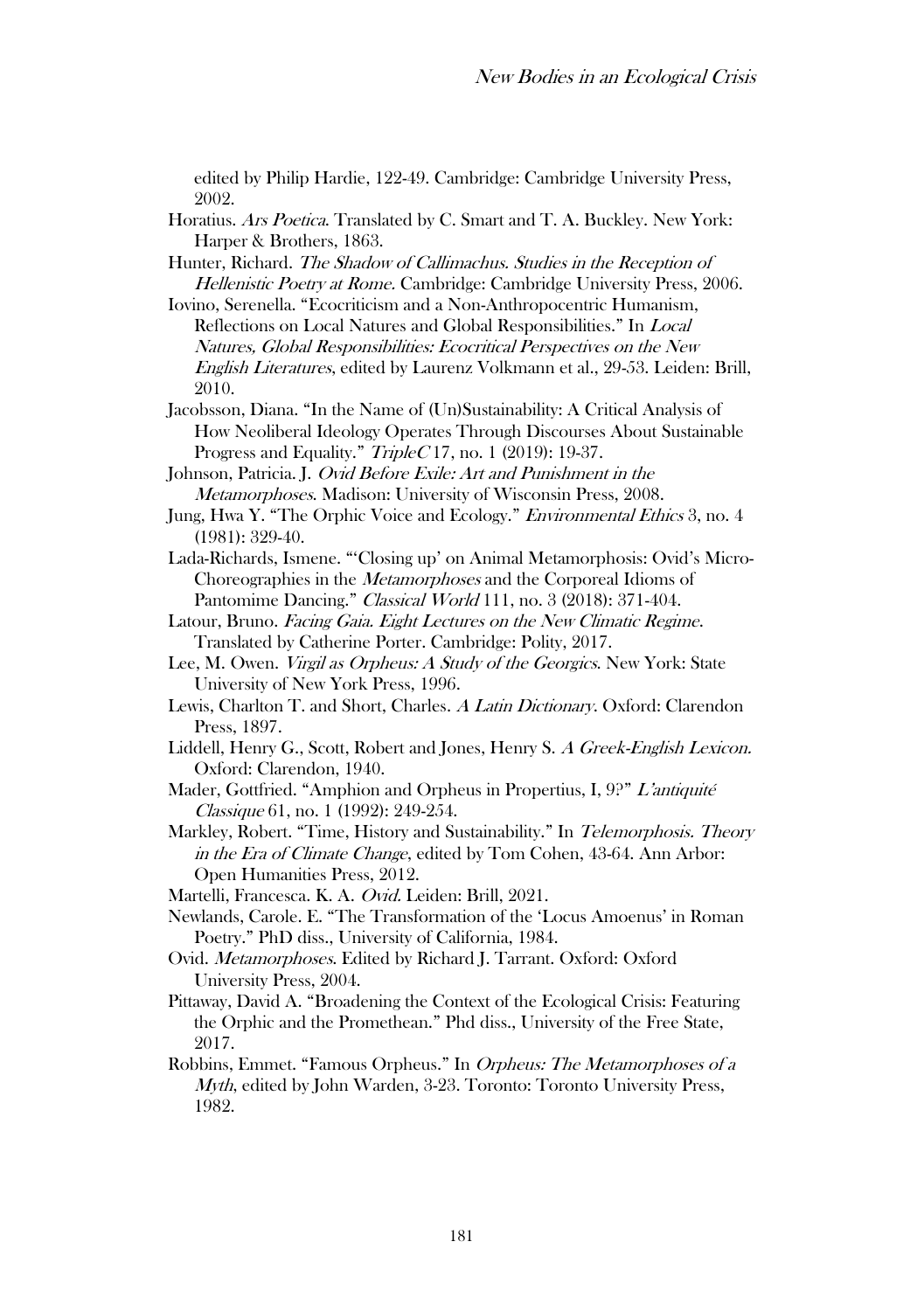edited by Philip Hardie, 122-49. Cambridge: Cambridge University Press, 2002.

Horatius. *Ars Poetica*. Translated by C. Smart and T. A. Buckley. New York: Harper & Brothers, 1863.

Hunter, Richard. *The Shadow of Callimachus. Studies in the Reception of Hellenistic Poetry at Rome.* Cambridge: Cambridge University Press, 2006.

Iovino, Serenella. "Ecocriticism and a Non-Anthropocentric Humanism, Reflections on Local Natures and Global Responsibilities." In *Local Natures, Global Responsibilities: Ecocritical Perspectives on the New English Literatures*, edited by Laurenz Volkmann et al., 29-53. Leiden: Brill, 2010.

Jacobsson, Diana. "In the Name of (Un)Sustainability: A Critical Analysis of How Neoliberal Ideology Operates Through Discourses About Sustainable Progress and Equality." *TripleC* 17, no. 1 (2019): 19-37.

Johnson, Patricia. J. *Ovid Before Exile: Art and Punishment in the Metamorphoses*. Madison: University of Wisconsin Press, 2008.

Jung, Hwa Y. "The Orphic Voice and Ecology." *Environmental Ethics* 3, no. 4 (1981): 329-40.

Lada-Richards, Ismene. "'Closing up' on Animal Metamorphosis: Ovid's Micro-Choreographies in the *Metamorphoses* and the Corporeal Idioms of Pantomime Dancing." *Classical World* 111, no. 3 (2018): 371-404.

Latour, Bruno. *Facing Gaia. Eight Lectures on the New Climatic Regime*. Translated by Catherine Porter. Cambridge: Polity, 2017.

Lee, M. Owen. *Virgil as Orpheus: A Study of the Georgics*. New York: State University of New York Press, 1996.

Lewis, Charlton T. and Short, Charles. *A Latin Dictionary*. Oxford: Clarendon Press, 1897.

Liddell, Henry G., Scott, Robert and Jones, Henry S. *A Greek-English Lexicon.* Oxford: Clarendon, 1940.

Mader, Gottfried. "Amphion and Orpheus in Propertius, I, 9?" *L'antiquité Classique* 61, no. 1 (1992): 249-254.

Markley, Robert. "Time, History and Sustainability." In *Telemorphosis. Theory in the Era of Climate Change*, edited by Tom Cohen, 43-64. Ann Arbor: Open Humanities Press, 2012.

Martelli, Francesca. K. A. *Ovid.* Leiden: Brill, 2021.

Newlands, Carole. E. "The Transformation of the 'Locus Amoenus' in Roman Poetry." PhD diss., University of California, 1984.

Ovid. *Metamorphoses*. Edited by Richard J. Tarrant. Oxford: Oxford University Press, 2004.

Pittaway, David A. "Broadening the Context of the Ecological Crisis: Featuring the Orphic and the Promethean." Phd diss., University of the Free State, 2017.

Robbins, Emmet. "Famous Orpheus." In *Orpheus: The Metamorphoses of a Myth*, edited by John Warden, 3-23. Toronto: Toronto University Press, 1982.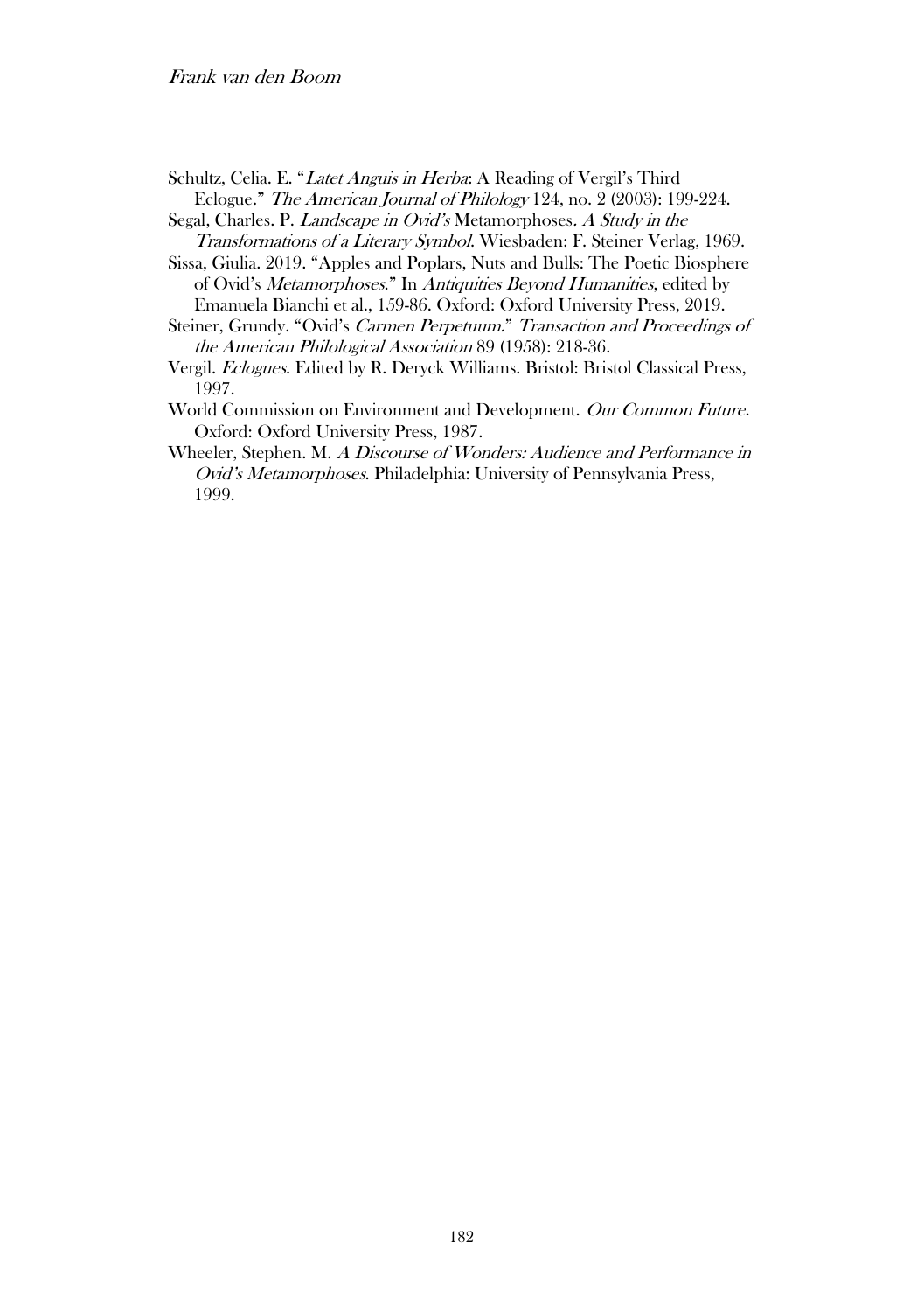Schultz, Celia. E. "*Latet Anguis in Herba*: A Reading of Vergil's Third Eclogue." *The American Journal of Philology* 124, no. 2 (2003): 199-224.

Segal, Charles. P. *Landscape in Ovid's* Metamorphoses*. A Study in the Transformations of a Literary Symbol*. Wiesbaden: F. Steiner Verlag, 1969.

Sissa, Giulia. 2019. "Apples and Poplars, Nuts and Bulls: The Poetic Biosphere of Ovid's *Metamorphoses*." In *Antiquities Beyond Humanities*, edited by Emanuela Bianchi et al., 159-86. Oxford: Oxford University Press, 2019.

Steiner, Grundy. "Ovid's *Carmen Perpetuum*." *Transaction and Proceedings of the American Philological Association* 89 (1958): 218-36.

Vergil. *Eclogues*. Edited by R. Deryck Williams. Bristol: Bristol Classical Press, 1997.

World Commission on Environment and Development. *Our Common Future.* Oxford: Oxford University Press, 1987.

Wheeler, Stephen. M. *A Discourse of Wonders: Audience and Performance in Ovid's Metamorphoses*. Philadelphia: University of Pennsylvania Press, 1999.